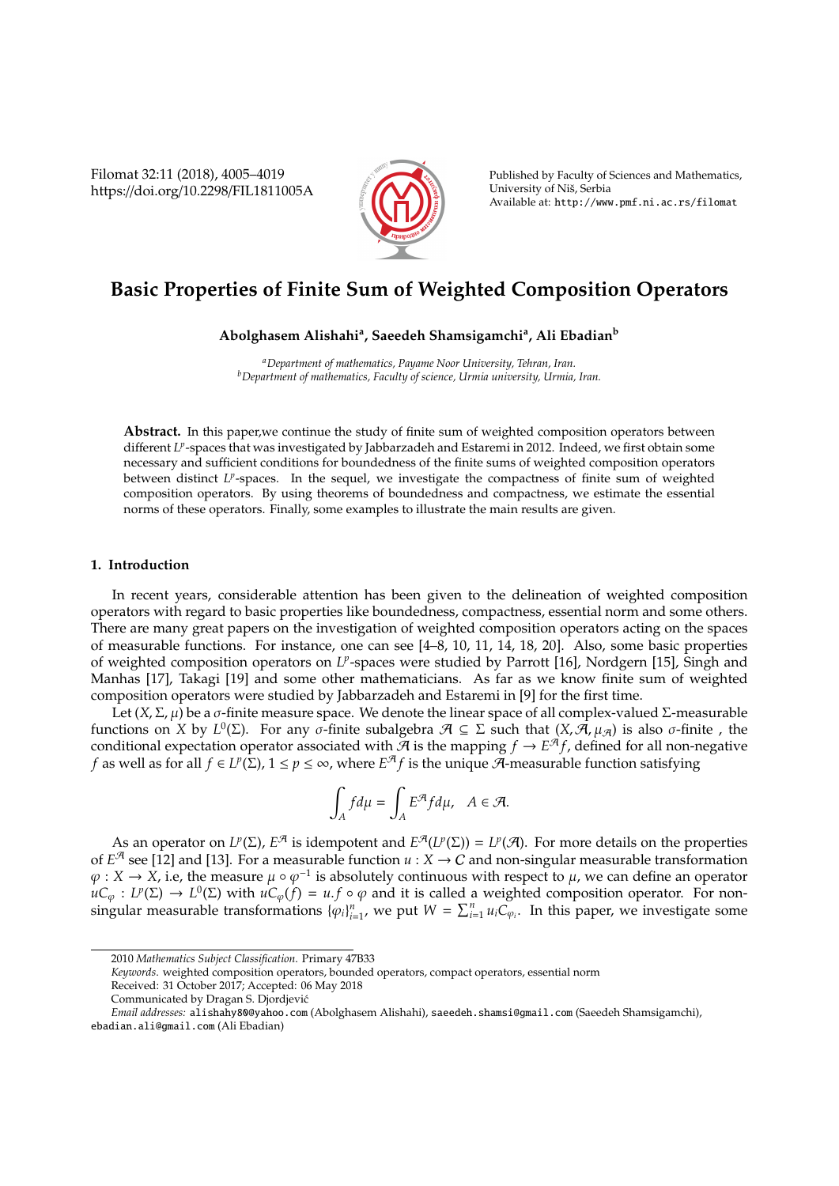# Basic Properties of Finite Sum of Weighted Composition Operators

**Abolghasem Alishahi[a], Saeedeh Shamsigamchi[a], Ali Ebadian[b]**

[a]*Department of mathematics, Payame Noor University, Tehran, Iran.*
[b]*Department of mathematics, Faculty of science, Urmia university, Urmia, Iran.*

**Abstract.** In this paper,we continue the study of finite sum of weighted composition operators between different $L^p$-spaces that was investigated by Jabbarzadeh and Estaremi in 2012. Indeed, we first obtain some necessary and sufficient conditions for boundedness of the finite sums of weighted composition operators between distinct $L^p$-spaces. In the sequel, we investigate the compactness of finite sum of weighted composition operators. By using theorems of boundedness and compactness, we estimate the essential norms of these operators. Finally, some examples to illustrate the main results are given.

## 1. Introduction

In recent years, considerable attention has been given to the delineation of weighted composition operators with regard to basic properties like boundedness, compactness, essential norm and some others. There are many great papers on the investigation of weighted composition operators acting on the spaces of measurable functions. For instance, one can see [4–8, 10, 11, 14, 18, 20]. Also, some basic properties of weighted composition operators on $L^p$-spaces were studied by Parrott [16], Nordgern [15], Singh and Manhas [17], Takagi [19] and some other mathematicians. As far as we know finite sum of weighted composition operators were studied by Jabbarzadeh and Estaremi in [9] for the first time.

Let $(X, \Sigma, \mu)$ be a $\sigma$-finite measure space. We denote the linear space of all complex-valued $\Sigma$-measurable functions on $X$ by $L^0(\Sigma)$. For any $\sigma$-finite subalgebra $\mathcal{A} \subseteq \Sigma$ such that $(X, \mathcal{A}, \mu_{\mathcal{A}})$ is also $\sigma$-finite , the conditional expectation operator associated with $\mathcal{A}$ is the mapping $f \to E^{\mathcal{A}} f$, defined for all non-negative $f$ as well as for all $f \in L^p(\Sigma)$, $1 \leq p \leq \infty$, where $E^{\mathcal{A}} f$ is the unique $\mathcal{A}$-measurable function satisfying

$$\int_A f d\mu = \int_A E^{\mathcal{A}} f d\mu, \quad A \in \mathcal{A}.$$

As an operator on $L^p(\Sigma)$, $E^{\mathcal{A}}$ is idempotent and $E^{\mathcal{A}}(L^p(\Sigma)) = L^p(\mathcal{A})$. For more details on the properties of $E^{\mathcal{A}}$ see [12] and [13]. For a measurable function $u : X \to \mathbb{C}$ and non-singular measurable transformation $\varphi : X \to X$, i.e, the measure $\mu \circ \varphi^{-1}$ is absolutely continuous with respect to $\mu$, we can define an operator $uC_\varphi : L^p(\Sigma) \to L^0(\Sigma)$ with $uC_\varphi(f) = u.f \circ \varphi$ and it is called a weighted composition operator. For non-singular measurable transformations $\{\varphi_i\}_{i=1}^n$, we put $W = \sum_{i=1}^n u_i C_{\varphi_i}$. In this paper, we investigate some

---

2010 *Mathematics Subject Classification.* Primary 47B33

*Keywords.* weighted composition operators, bounded operators, compact operators, essential norm

Received: 31 October 2017; Accepted: 06 May 2018

Communicated by Dragan S. Djordjević

*Email addresses:* alishahy80@yahoo.com (Abolghasem Alishahi), saeedeh.shamsi@gmail.com (Saeedeh Shamsigamchi), ebadian.ali@gmail.com (Ali Ebadian)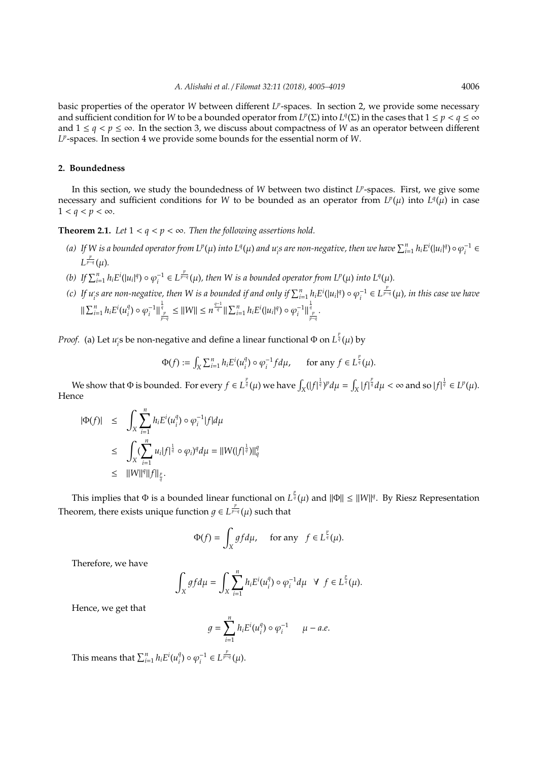basic properties of the operator $W$ between different $L^p$-spaces. In section 2, we provide some necessary and sufficient condition for $W$ to be a bounded operator from $L^p(\Sigma)$ into $L^q(\Sigma)$ in the cases that $1 \leq p < q \leq \infty$ and $1 \leq q < p \leq \infty$. In the section 3, we discuss about compactness of $W$ as an operator between different $L^p$-spaces. In section 4 we provide some bounds for the essential norm of $W$.

## 2. Boundedness

In this section, we study the boundedness of $W$ between two distinct $L^p$-spaces. First, we give some necessary and sufficient conditions for $W$ to be bounded as an operator from $L^p(\mu)$ into $L^q(\mu)$ in case $1 < q < p < \infty$.

**Theorem 2.1.** *Let $1 < q < p < \infty$. Then the following assertions hold.*

*(a) If $W$ is a bounded operator from $L^p(\mu)$ into $L^q(\mu)$ and $u_i$s are non-negative, then we have $\sum_{i=1}^n h_i E^i(|u_i|^q) \circ \varphi_i^{-1} \in L^{\frac{p}{p-q}}(\mu)$.*

*(b) If $\sum_{i=1}^n h_i E^i(|u_i|^q) \circ \varphi_i^{-1} \in L^{\frac{p}{p-q}}(\mu)$, then $W$ is a bounded operator from $L^p(\mu)$ into $L^q(\mu)$.*

*(c) If $u_i$s are non-negative, then $W$ is a bounded if and only if $\sum_{i=1}^n h_i E^i(|u_i|^q) \circ \varphi_i^{-1} \in L^{\frac{p}{p-q}}(\mu)$, in this case we have $\|\sum_{i=1}^n h_i E^i(u_i^q) \circ \varphi_i^{-1}\|_{\frac{p}{p-q}}^{\frac{1}{q}} \leq \|W\| \leq n^{\frac{q-1}{q}} \|\sum_{i=1}^n h_i E^i(|u_i|^q) \circ \varphi_i^{-1}\|_{\frac{p}{p-q}}^{\frac{1}{q}}$.*

*Proof.* (a) Let $u_i$s be non-negative and define a linear functional $\Phi$ on $L^{\frac{p}{q}}(\mu)$ by

$$\Phi(f) := \int_X \sum_{i=1}^n h_i E^i(u_i^q) \circ \varphi_i^{-1} f d\mu, \qquad \text{for any } f \in L^{\frac{p}{q}}(\mu).$$

We show that $\Phi$ is bounded. For every $f \in L^{\frac{p}{q}}(\mu)$ we have $\int_X (|f|^{\frac{1}{q}})^p d\mu = \int_X |f|^{\frac{p}{q}} d\mu < \infty$ and so $|f|^{\frac{1}{q}} \in L^p(\mu)$. Hence

$$\begin{aligned}
|\Phi(f)| &\leq \int_X \sum_{i=1}^n h_i E^i(u_i^q) \circ \varphi_i^{-1} |f| d\mu \\
&\leq \int_X (\sum_{i=1}^n u_i |f|^{\frac{1}{q}} \circ \varphi_i)^q d\mu = \|W(|f|^{\frac{1}{q}})\|_q^q \\
&\leq \|W\|^q \|f\|_{\frac{p}{q}}.
\end{aligned}$$

This implies that $\Phi$ is a bounded linear functional on $L^{\frac{p}{q}}(\mu)$ and $\|\Phi\| \leq \|W\|^q$. By Riesz Representation Theorem, there exists unique function $g \in L^{\frac{p}{p-q}}(\mu)$ such that

$$\Phi(f) = \int_X g f d\mu, \quad \text{ for any } \quad f \in L^{\frac{p}{q}}(\mu).$$

Therefore, we have

$$\int_X g f d\mu = \int_X \sum_{i=1}^n h_i E^i(u_i^q) \circ \varphi_i^{-1} d\mu \quad \forall \;\; f \in L^{\frac{p}{q}}(\mu).$$

Hence, we get that

$$g = \sum_{i=1}^n h_i E^i(u_i^q) \circ \varphi_i^{-1} \qquad \mu - a.e.$$

This means that $\sum_{i=1}^n h_i E^i(u_i^q) \circ \varphi_i^{-1} \in L^{\frac{p}{p-q}}(\mu)$.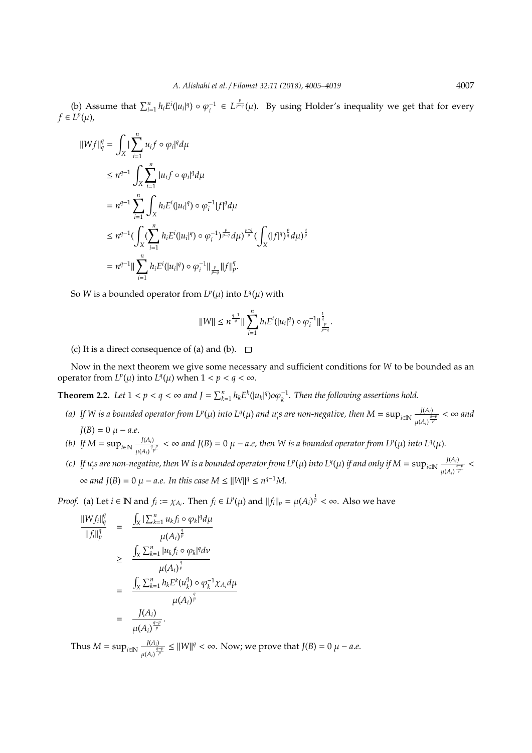(b) Assume that $\sum_{i=1}^{n} h_i E^i(|u_i|^q) \circ \varphi_i^{-1} \in L^{\frac{p}{p-q}}(\mu)$. By using Holder's inequality we get that for every $f \in L^p(\mu)$,

$$
\begin{aligned}
\|Wf\|_q^q &= \int_X |\sum_{i=1}^{n} u_i f \circ \varphi_i|^q d\mu \\
&\leq n^{q-1} \int_X \sum_{i=1}^{n} |u_i f \circ \varphi_i|^q d\mu \\
&= n^{q-1} \sum_{i=1}^{n} \int_X h_i E^i(|u_i|^q) \circ \varphi_i^{-1} |f|^q d\mu \\
&\leq n^{q-1} (\int_X (\sum_{i=1}^{n} h_i E^i(|u_i|^q) \circ \varphi_i^{-1})^{\frac{p}{p-q}} d\mu)^{\frac{p-q}{p}} (\int_X (|f|^q)^{\frac{p}{q}} d\mu)^{\frac{q}{p}} \\
&= n^{q-1} \| \sum_{i=1}^{n} h_i E^i(|u_i|^q) \circ \varphi_i^{-1} \|_{\frac{p}{p-q}} \|f\|_p^q.
\end{aligned}
$$

So $W$ is a bounded operator from $L^p(\mu)$ into $L^q(\mu)$ with

$$
\|W\| \leq n^{\frac{q-1}{q}} \| \sum_{i=1}^{n} h_i E^i(|u_i|^q) \circ \varphi_i^{-1} \|_{\frac{p}{p-q}}^{\frac{1}{q}}.
$$

(c) It is a direct consequence of (a) and (b). $\square$

Now in the next theorem we give some necessary and sufficient conditions for $W$ to be bounded as an operator from $L^p(\mu)$ into $L^q(\mu)$ when $1 < p < q < \infty$.

**Theorem 2.2.** *Let $1 < p < q < \infty$ and $J = \sum_{k=1}^{n} h_k E^k(|u_k|^q) o \varphi_k^{-1}$. Then the following assertions hold.*

*(a) If $W$ is a bounded operator from $L^p(\mu)$ into $L^q(\mu)$ and $u_i$'s are non-negative, then $M = \sup_{i \in \mathbb{N}} \frac{J(A_i)}{\mu(A_i)^{\frac{q-p}{p}}} < \infty$ and $J(B) = 0$ $\mu - a.e$.*

*(b) If $M = \sup_{i \in \mathbb{N}} \frac{J(A_i)}{\mu(A_i)^{\frac{q-p}{p}}} < \infty$ and $J(B) = 0$ $\mu - a.e$, then $W$ is a bounded operator from $L^p(\mu)$ into $L^q(\mu)$.*

*(c) If $u_i$'s are non-negative, then $W$ is a bounded operator from $L^p(\mu)$ into $L^q(\mu)$ if and only if $M = \sup_{i \in \mathbb{N}} \frac{J(A_i)}{\mu(A_i)^{\frac{q-p}{p}}} < \infty$ and $J(B) = 0$ $\mu - a.e$. In this case $M \leq \|W\|^q \leq n^{q-1} M$.*

*Proof.* (a) Let $i \in \mathbb{N}$ and $f_i := \chi_{A_i}$. Then $f_i \in L^p(\mu)$ and $\|f_i\|_p = \mu(A_i)^{\frac{1}{p}} < \infty$. Also we have

$$
\begin{aligned}
\frac{\|Wf_i\|_q^q}{\|f_i\|_p^q} &= \frac{\int_X |\sum_{k=1}^{n} u_k f_i \circ \varphi_k|^q d\mu}{\mu(A_i)^{\frac{q}{p}}} \\
&\geq \frac{\int_X \sum_{k=1}^{n} |u_k f_i \circ \varphi_k|^q d\nu}{\mu(A_i)^{\frac{q}{p}}} \\
&= \frac{\int_X \sum_{k=1}^{n} h_k E^k(u_k^q) \circ \varphi_k^{-1} \chi_{A_i} d\mu}{\mu(A_i)^{\frac{q}{p}}} \\
&= \frac{J(A_i)}{\mu(A_i)^{\frac{q-p}{p}}}.
\end{aligned}
$$

Thus $M = \sup_{i \in \mathbb{N}} \frac{J(A_i)}{\mu(A_i)^{\frac{q-p}{p}}} \leq \|W\|^q < \infty$. Now; we prove that $J(B) = 0$ $\mu - a.e$.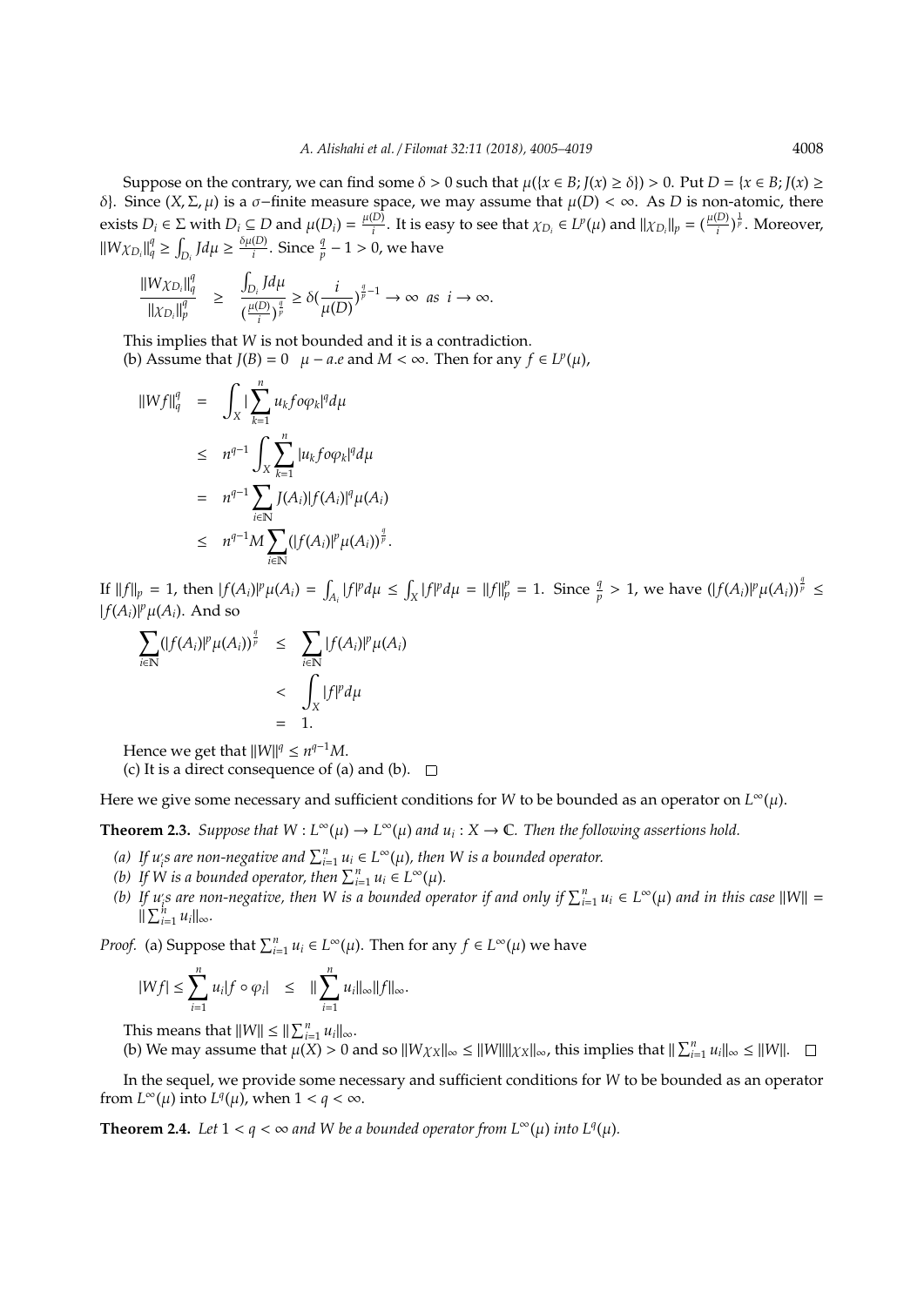Suppose on the contrary, we can find some $\delta > 0$ such that $\mu(\{x \in B; J(x) \geq \delta\}) > 0$. Put $D = \{x \in B; J(x) \geq \delta\}$. Since $(X, \Sigma, \mu)$ is a $\sigma-$finite measure space, we may assume that $\mu(D) < \infty$. As $D$ is non-atomic, there exists $D_i \in \Sigma$ with $D_i \subseteq D$ and $\mu(D_i) = \frac{\mu(D)}{i}$. It is easy to see that $\chi_{D_i} \in L^p(\mu)$ and $\|\chi_{D_i}\|_p = (\frac{\mu(D)}{i})^{\frac{1}{p}}$. Moreover, $\|W\chi_{D_i}\|_q^q \geq \int_{D_i} Jd\mu \geq \frac{\delta\mu(D)}{i}$. Since $\frac{q}{p} - 1 > 0$, we have

$$\frac{\|W\chi_{D_i}\|_q^q}{\|\chi_{D_i}\|_p^q} \geq \frac{\int_{D_i} Jd\mu}{(\frac{\mu(D)}{i})^{\frac{q}{p}}} \geq \delta(\frac{i}{\mu(D)})^{\frac{q}{p}-1} \to \infty \ \ as \ \ i \to \infty.$$

This implies that $W$ is not bounded and it is a contradiction.

(b) Assume that $J(B) = 0 \quad \mu - a.e$ and $M < \infty$. Then for any $f \in L^p(\mu)$,

$$\begin{aligned}
\|Wf\|_q^q &= \int_X |\sum_{k=1}^n u_k f o\varphi_k|^q d\mu \\
&\leq n^{q-1} \int_X \sum_{k=1}^n |u_k f o\varphi_k|^q d\mu \\
&= n^{q-1} \sum_{i\in\mathbb{N}} J(A_i)|f(A_i)|^q \mu(A_i) \\
&\leq n^{q-1} M \sum_{i\in\mathbb{N}} (|f(A_i)|^p \mu(A_i))^{\frac{q}{p}}.
\end{aligned}$$

If $\|f\|_p = 1$, then $|f(A_i)|^p\mu(A_i) = \int_{A_i} |f|^p d\mu \leq \int_X |f|^p d\mu = \|f\|_p^p = 1$. Since $\frac{q}{p} > 1$, we have $(|f(A_i)|^p\mu(A_i))^{\frac{q}{p}} \leq |f(A_i)|^p\mu(A_i)$. And so

$$\begin{aligned}
\sum_{i\in\mathbb{N}} (|f(A_i)|^p\mu(A_i))^{\frac{q}{p}} &\leq \sum_{i\in\mathbb{N}} |f(A_i)|^p\mu(A_i) \\
&< \int_X |f|^p d\mu \\
&= 1.
\end{aligned}$$

Hence we get that $\|W\|^q \leq n^{q-1}M$.

(c) It is a direct consequence of (a) and (b). $\square$

Here we give some necessary and sufficient conditions for $W$ to be bounded as an operator on $L^\infty(\mu)$.

**Theorem 2.3.** *Suppose that $W : L^\infty(\mu) \to L^\infty(\mu)$ and $u_i : X \to \mathbb{C}$. Then the following assertions hold.*

*(a) If $u_i$'s are non-negative and $\sum_{i=1}^n u_i \in L^\infty(\mu)$, then $W$ is a bounded operator.*

*(b) If $W$ is a bounded operator, then $\sum_{i=1}^n u_i \in L^\infty(\mu)$.*

*(b) If $u_i$'s are non-negative, then $W$ is a bounded operator if and only if $\sum_{i=1}^n u_i \in L^\infty(\mu)$ and in this case $\|W\| = \|\sum_{i=1}^n u_i\|_\infty$.*

*Proof.* (a) Suppose that $\sum_{i=1}^n u_i \in L^\infty(\mu)$. Then for any $f \in L^\infty(\mu)$ we have

$$|Wf| \leq \sum_{i=1}^n u_i |f \circ \varphi_i| \quad \leq \quad \|\sum_{i=1}^n u_i\|_\infty \|f\|_\infty.$$

This means that $\|W\| \leq \|\sum_{i=1}^n u_i\|_\infty$.

(b) We may assume that $\mu(X) > 0$ and so $\|W\chi_X\|_\infty \leq \|W\|\|\chi_X\|_\infty$, this implies that $\|\sum_{i=1}^n u_i\|_\infty \leq \|W\|$. $\square$

In the sequel, we provide some necessary and sufficient conditions for $W$ to be bounded as an operator from $L^\infty(\mu)$ into $L^q(\mu)$, when $1 < q < \infty$.

**Theorem 2.4.** *Let $1 < q < \infty$ and $W$ be a bounded operator from $L^\infty(\mu)$ into $L^q(\mu)$.*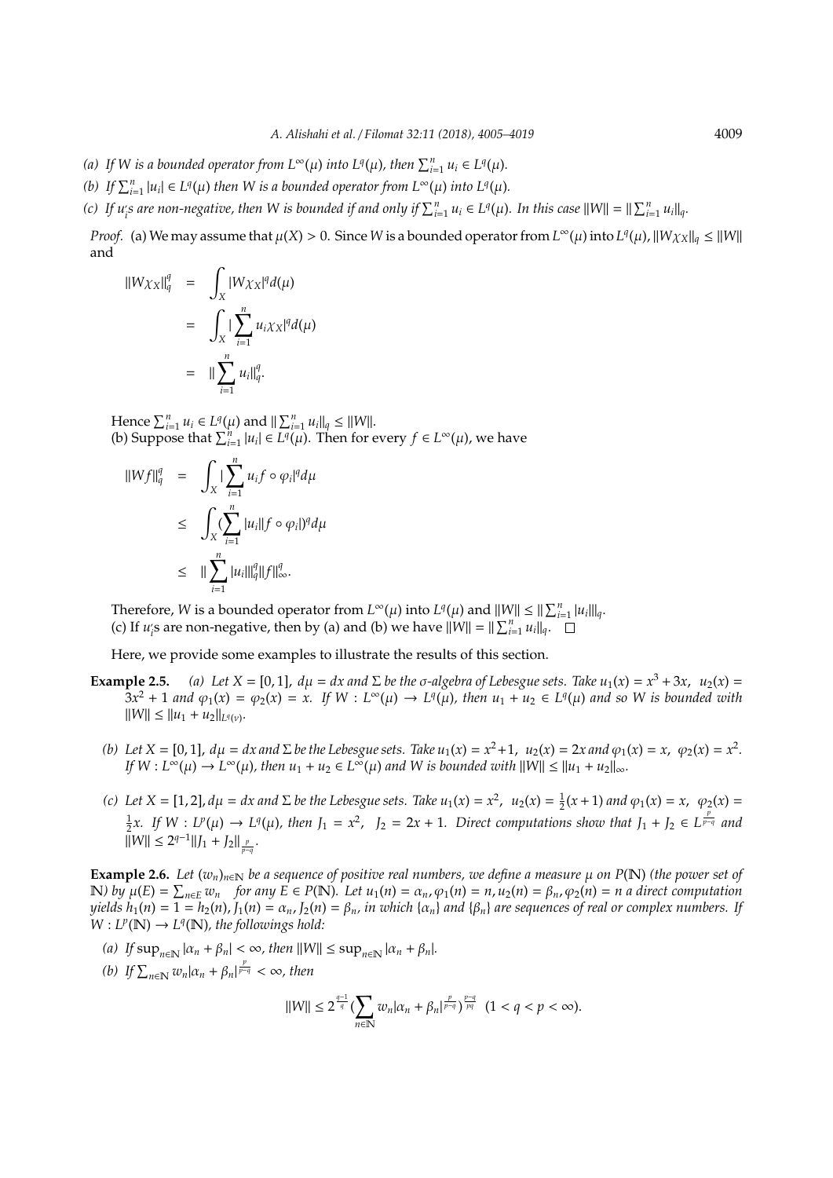(a) *If $W$ is a bounded operator from $L^\infty(\mu)$ into $L^q(\mu)$, then $\sum_{i=1}^n u_i \in L^q(\mu)$.*

(b) *If $\sum_{i=1}^n |u_i| \in L^q(\mu)$ then $W$ is a bounded operator from $L^\infty(\mu)$ into $L^q(\mu)$.*

(c) *If $u_i'$s are non-negative, then $W$ is bounded if and only if $\sum_{i=1}^n u_i \in L^q(\mu)$. In this case $\|W\| = \|\sum_{i=1}^n u_i\|_q$.*

*Proof.* (a) We may assume that $\mu(X) > 0$. Since $W$ is a bounded operator from $L^\infty(\mu)$ into $L^q(\mu)$, $\|W\chi_X\|_q \leq \|W\|$ and

$$
\begin{aligned}
\|W\chi_X\|_q^q &= \int_X |W\chi_X|^q d(\mu) \\
&= \int_X |\sum_{i=1}^n u_i \chi_X|^q d(\mu) \\
&= \|\sum_{i=1}^n u_i\|_q^q.
\end{aligned}
$$

Hence $\sum_{i=1}^n u_i \in L^q(\mu)$ and $\|\sum_{i=1}^n u_i\|_q \leq \|W\|$.
(b) Suppose that $\sum_{i=1}^n |u_i| \in L^q(\mu)$. Then for every $f \in L^\infty(\mu)$, we have

$$
\begin{aligned}
\|Wf\|_q^q &= \int_X |\sum_{i=1}^n u_i f \circ \varphi_i|^q d\mu \\
&\leq \int_X (\sum_{i=1}^n |u_i||f \circ \varphi_i|)^q d\mu \\
&\leq \|\sum_{i=1}^n |u_i|\|_q^q \|f\|_\infty^q.
\end{aligned}
$$

Therefore, $W$ is a bounded operator from $L^\infty(\mu)$ into $L^q(\mu)$ and $\|W\| \leq \|\sum_{i=1}^n |u_i|\|_q$.
(c) If $u_i'$s are non-negative, then by (a) and (b) we have $\|W\| = \|\sum_{i=1}^n u_i\|_q$. $\square$

Here, we provide some examples to illustrate the results of this section.

**Example 2.5.** *(a) Let $X = [0, 1]$, $d\mu = dx$ and $\Sigma$ be the $\sigma$-algebra of Lebesgue sets. Take $u_1(x) = x^3 + 3x$, $u_2(x) = 3x^2 + 1$ and $\varphi_1(x) = \varphi_2(x) = x$. If $W : L^\infty(\mu) \to L^q(\mu)$, then $u_1 + u_2 \in L^q(\mu)$ and so $W$ is bounded with $\|W\| \leq \|u_1 + u_2\|_{L^q(\nu)}$.*

*(b) Let $X = [0, 1]$, $d\mu = dx$ and $\Sigma$ be the Lebesgue sets. Take $u_1(x) = x^2+1$, $u_2(x) = 2x$ and $\varphi_1(x) = x$, $\varphi_2(x) = x^2$. If $W : L^\infty(\mu) \to L^\infty(\mu)$, then $u_1 + u_2 \in L^\infty(\mu)$ and $W$ is bounded with $\|W\| \leq \|u_1 + u_2\|_\infty$.*

*(c) Let $X = [1, 2]$, $d\mu = dx$ and $\Sigma$ be the Lebesgue sets. Take $u_1(x) = x^2$, $u_2(x) = \frac{1}{2}(x + 1)$ and $\varphi_1(x) = x$, $\varphi_2(x) = \frac{1}{2}x$. If $W : L^p(\mu) \to L^q(\mu)$, then $J_1 = x^2$, $J_2 = 2x + 1$. Direct computations show that $J_1 + J_2 \in L^{\frac{p}{p-q}}$ and $\|W\| \leq 2^{q-1}\|J_1 + J_2\|_{\frac{p}{p-q}}$.*

**Example 2.6.** *Let $(w_n)_{n\in\mathbb{N}}$ be a sequence of positive real numbers, we define a measure $\mu$ on $P(\mathbb{N})$ (the power set of $\mathbb{N}$) by $\mu(E) = \sum_{n\in E} w_n$ for any $E \in P(\mathbb{N})$. Let $u_1(n) = \alpha_n, \varphi_1(n) = n, u_2(n) = \beta_n, \varphi_2(n) = n$ a direct computation yields $h_1(n) = 1 = h_2(n), J_1(n) = \alpha_n, J_2(n) = \beta_n$, in which $\{\alpha_n\}$ and $\{\beta_n\}$ are sequences of real or complex numbers. If $W : L^p(\mathbb{N}) \to L^q(\mathbb{N})$, the followings hold:*

*(a) If $\sup_{n\in\mathbb{N}} |\alpha_n + \beta_n| < \infty$, then $\|W\| \leq \sup_{n\in\mathbb{N}} |\alpha_n + \beta_n|$.*

*(b) If $\sum_{n\in\mathbb{N}} w_n |\alpha_n + \beta_n|^{\frac{p}{p-q}} < \infty$, then*

$$
\|W\| \leq 2^{\frac{q-1}{q}} (\sum_{n\in\mathbb{N}} w_n |\alpha_n + \beta_n|^{\frac{p}{p-q}})^{\frac{p-q}{pq}} \quad (1 < q < p < \infty).
$$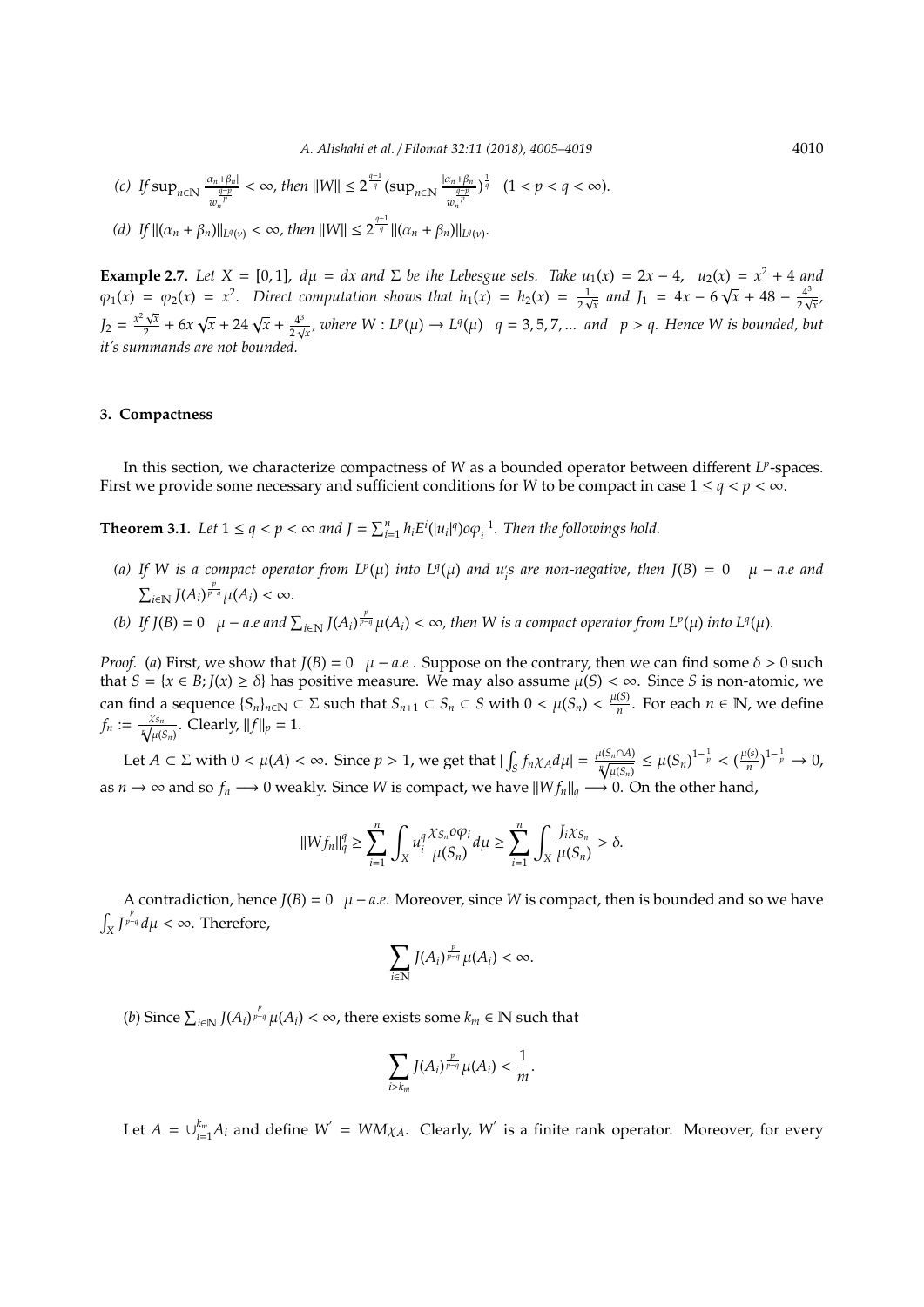(c) If $\sup_{n\in\mathbb{N}} \frac{|\alpha_n+\beta_n|}{w_n^{\frac{q-p}{p}}} < \infty$, then $\|W\| \leq 2^{\frac{q-1}{q}} (\sup_{n\in\mathbb{N}} \frac{|\alpha_n+\beta_n|}{w_n^{\frac{q-p}{p}}})^{\frac{1}{q}}$ $\quad (1 < p < q < \infty)$.

(d) If $\|(\alpha_n + \beta_n)\|_{L^q(\nu)} < \infty$, then $\|W\| \leq 2^{\frac{q-1}{q}} \|(\alpha_n + \beta_n)\|_{L^q(\nu)}$.

**Example 2.7.** *Let $X = [0, 1]$, $d\mu = dx$ and $\Sigma$ be the Lebesgue sets. Take $u_1(x) = 2x - 4$, $u_2(x) = x^2 + 4$ and $\varphi_1(x) = \varphi_2(x) = x^2$. Direct computation shows that $h_1(x) = h_2(x) = \frac{1}{2\sqrt{x}}$ and $J_1 = 4x - 6\sqrt{x} + 48 - \frac{4^3}{2\sqrt{x}}$, $J_2 = \frac{x^2\sqrt{x}}{2} + 6x\sqrt{x} + 24\sqrt{x} + \frac{4^3}{2\sqrt{x}}$, where $W : L^p(\mu) \to L^q(\mu)$ $\quad q = 3, 5, 7, ...$ and $\quad p > q$. Hence $W$ is bounded, but it's summands are not bounded.*

## 3. Compactness

In this section, we characterize compactness of $W$ as a bounded operator between different $L^p$-spaces. First we provide some necessary and sufficient conditions for $W$ to be compact in case $1 \leq q < p < \infty$.

**Theorem 3.1.** *Let $1 \leq q < p < \infty$ and $J = \sum_{i=1}^{n} h_i E^i(|u_i|^q) o\varphi_i^{-1}$. Then the followings hold.*

*(a) If $W$ is a compact operator from $L^p(\mu)$ into $L^q(\mu)$ and $u_i^{'}s$ are non-negative, then $J(B) = 0 \quad \mu - a.e$ and $\sum_{i\in\mathbb{N}} J(A_i)^{\frac{p}{p-q}} \mu(A_i) < \infty$.*

*(b) If $J(B) = 0 \quad \mu - a.e$ and $\sum_{i\in\mathbb{N}} J(A_i)^{\frac{p}{p-q}} \mu(A_i) < \infty$, then $W$ is a compact operator from $L^p(\mu)$ into $L^q(\mu)$.*

*Proof.* $(a)$ First, we show that $J(B) = 0 \quad \mu - a.e$ . Suppose on the contrary, then we can find some $\delta > 0$ such that $S = \{x \in B; J(x) \geq \delta\}$ has positive measure. We may also assume $\mu(S) < \infty$. Since $S$ is non-atomic, we can find a sequence $\{S_n\}_{n\in\mathbb{N}} \subset \Sigma$ such that $S_{n+1} \subset S_n \subset S$ with $0 < \mu(S_n) < \frac{\mu(S)}{n}$. For each $n \in \mathbb{N}$, we define $f_n := \frac{\chi_{S_n}}{\sqrt[p]{\mu(S_n)}}$. Clearly, $\|f\|_p = 1$.

Let $A \subset \Sigma$ with $0 < \mu(A) < \infty$. Since $p > 1$, we get that $|\int_S f_n \chi_A d\mu| = \frac{\mu(S_n\cap A)}{\sqrt[p]{\mu(S_n)}} \leq \mu(S_n)^{1-\frac{1}{p}} < (\frac{\mu(s)}{n})^{1-\frac{1}{p}} \to 0$, as $n \to \infty$ and so $f_n \longrightarrow 0$ weakly. Since $W$ is compact, we have $\|Wf_n\|_q \longrightarrow 0$. On the other hand,

$$\|Wf_n\|_q^q \geq \sum_{i=1}^{n} \int_X u_i^q \frac{\chi_{S_n} o\varphi_i}{\mu(S_n)} d\mu \geq \sum_{i=1}^{n} \int_X \frac{J_i \chi_{S_n}}{\mu(S_n)} > \delta.$$

A contradiction, hence $J(B) = 0 \quad \mu - a.e.$ Moreover, since $W$ is compact, then is bounded and so we have $\int_X J^{\frac{p}{p-q}} d\mu < \infty$. Therefore,

$$\sum_{i\in\mathbb{N}} J(A_i)^{\frac{p}{p-q}} \mu(A_i) < \infty.$$

$(b)$ Since $\sum_{i\in\mathbb{N}} J(A_i)^{\frac{p}{p-q}} \mu(A_i) < \infty$, there exists some $k_m \in \mathbb{N}$ such that

$$\sum_{i>k_m} J(A_i)^{\frac{p}{p-q}} \mu(A_i) < \frac{1}{m}.$$

Let $A = \cup_{i=1}^{k_m} A_i$ and define $W^{'} = WM_{\chi_A}$. Clearly, $W^{'}$ is a finite rank operator. Moreover, for every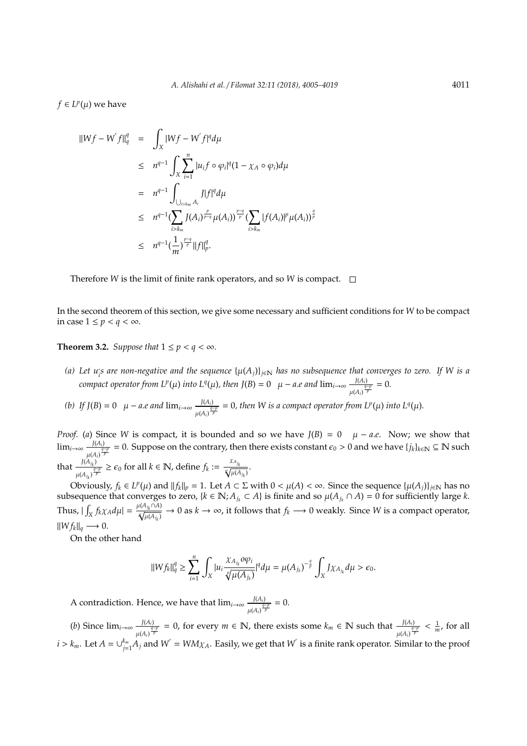$f \in L^p(\mu)$ we have

$$
\begin{aligned}
\|Wf - W'f\|_q^q &= \int_X |Wf - W'f|^q d\mu \\
&\leq n^{q-1} \int_X \sum_{i=1}^{n} |u_i f \circ \varphi_i|^q (1 - \chi_A \circ \varphi_i) d\mu \\
&= n^{q-1} \int_{\bigcup_{i>k_m} A_i} J|f|^q d\mu \\
&\leq n^{q-1} (\sum_{i>k_m} J(A_i)^{\frac{p}{p-q}} \mu(A_i))^{\frac{p-q}{p}} (\sum_{i>k_m} |f(A_i)|^p \mu(A_i))^{\frac{q}{p}} \\
&\leq n^{q-1} (\frac{1}{m})^{\frac{p-q}{p}} \|f\|_p^q.
\end{aligned}
$$

Therefore $W$ is the limit of finite rank operators, and so $W$ is compact. $\square$

In the second theorem of this section, we give some necessary and sufficient conditions for $W$ to be compact in case $1 \leq p < q < \infty$.

**Theorem 3.2.** *Suppose that* $1 \leq p < q < \infty$.

*(a) Let $u_i$s are non-negative and the sequence $\{\mu(A_j)\}_{j \in \mathbb{N}}$ has no subsequence that converges to zero. If $W$ is a compact operator from $L^p(\mu)$ into $L^q(\mu)$, then $J(B) = 0$ $\mu - a.e$ and $\lim_{i \to \infty} \frac{J(A_i)}{\mu(A_i)^{\frac{q-p}{p}}} = 0$.*

*(b) If $J(B) = 0$ $\mu - a.e$ and $\lim_{i \to \infty} \frac{J(A_i)}{\mu(A_i)^{\frac{q-p}{p}}} = 0$, then $W$ is a compact operator from $L^p(\mu)$ into $L^q(\mu)$.*

*Proof.* (*a*) Since $W$ is compact, it is bounded and so we have $J(B) = 0$ $\mu - a.e$. Now; we show that $\lim_{i \to \infty} \frac{J(A_i)}{\mu(A_i)^{\frac{q-p}{p}}} = 0$. Suppose on the contrary, then there exists constant $\epsilon_0 > 0$ and we have $\{j_k\}_{k \in \mathbb{N}} \subseteq \mathbb{N}$ such that $\frac{J(A_{j_k})}{\mu(A_{j_k})^{\frac{q-p}{p}}} \geq \epsilon_0$ for all $k \in \mathbb{N}$, define $f_k := \frac{\chi_{A_{j_k}}}{\sqrt[p]{\mu(A_{j_k})}}$.

Obviously, $f_k \in L^p(\mu)$ and $\|f_k\|_p = 1$. Let $A \subset \Sigma$ with $0 < \mu(A) < \infty$. Since the sequence $\{\mu(A_j)\}_{j \in \mathbb{N}}$ has no subsequence that converges to zero, $\{k \in \mathbb{N}; A_{j_k} \subset A\}$ is finite and so $\mu(A_{j_k} \cap A) = 0$ for sufficiently large $k$. Thus, $|\int_X f_k \chi_A d\mu| = \frac{\mu(A_{j_k} \cap A)}{\sqrt[p]{\mu(A_{j_k})}} \to 0$ as $k \to \infty$, it follows that $f_k \longrightarrow 0$ weakly. Since $W$ is a compact operator, $\|Wf_k\|_q \longrightarrow 0$.

On the other hand

$$
\|Wf_k\|_q^q \geq \sum_{i=1}^{n} \int_X |u_i \frac{\chi_{A_{j_k}} o \varphi_i}{\sqrt[p]{\mu(A_{j_k})}}|^q d\mu = \mu(A_{j_k})^{-\frac{q}{p}} \int_X J \chi_{A_{j_k}} d\mu > \epsilon_0.
$$

A contradiction. Hence, we have that $\lim_{i \to \infty} \frac{J(A_i)}{\mu(A_i)^{\frac{q-p}{p}}} = 0$.

(*b*) Since $\lim_{i \to \infty} \frac{J(A_i)}{\mu(A_i)^{\frac{q-p}{p}}} = 0$, for every $m \in \mathbb{N}$, there exists some $k_m \in \mathbb{N}$ such that $\frac{J(A_i)}{\mu(A_i)^{\frac{q-p}{p}}} < \frac{1}{m}$, for all $i > k_m$. Let $A = \cup_{j=1}^{k_m} A_j$ and $W' = WM\chi_A$. Easily, we get that $W'$ is a finite rank operator. Similar to the proof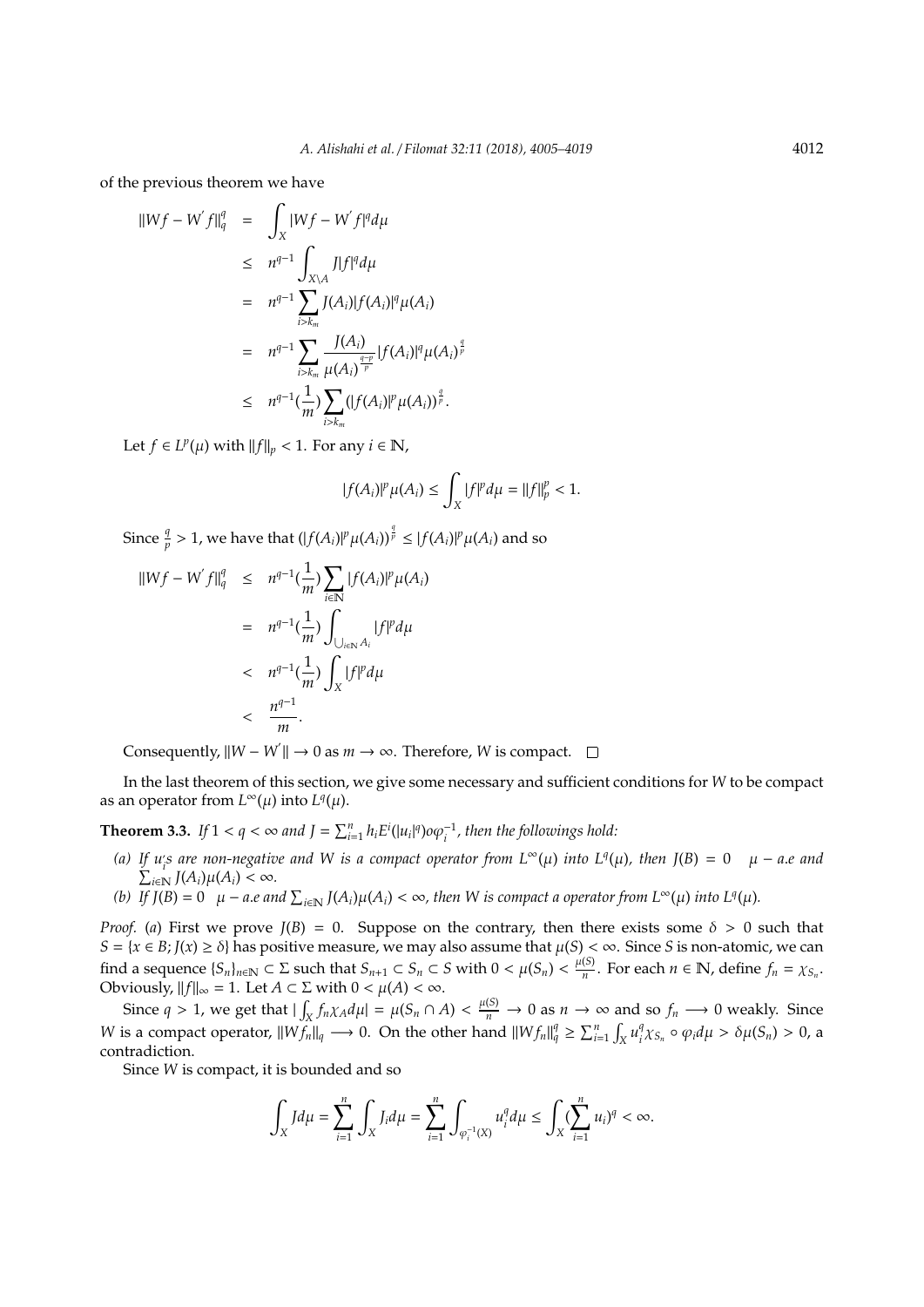of the previous theorem we have

$$
\begin{aligned}
\|Wf - W'f\|_q^q &= \int_X |Wf - W'f|^q d\mu \\
&\leq n^{q-1} \int_{X \setminus A} J|f|^q d\mu \\
&= n^{q-1} \sum_{i > k_m} J(A_i)|f(A_i)|^q \mu(A_i) \\
&= n^{q-1} \sum_{i > k_m} \frac{J(A_i)}{\mu(A_i)^{\frac{q-p}{p}}} |f(A_i)|^q \mu(A_i)^{\frac{q}{p}} \\
&\leq n^{q-1}\left(\frac{1}{m}\right) \sum_{i > k_m} (|f(A_i)|^p \mu(A_i))^{\frac{q}{p}}.
\end{aligned}
$$

Let $f \in L^p(\mu)$ with $\|f\|_p < 1$. For any $i \in \mathbb{N}$,

$$
|f(A_i)|^p \mu(A_i) \leq \int_X |f|^p d\mu = \|f\|_p^p < 1.
$$

Since $\frac{q}{p} > 1$, we have that $(|f(A_i)|^p \mu(A_i))^{\frac{q}{p}} \leq |f(A_i)|^p \mu(A_i)$ and so

$$
\begin{aligned}
\|Wf - W'f\|_q^q &\leq n^{q-1}\left(\frac{1}{m}\right) \sum_{i \in \mathbb{N}} |f(A_i)|^p \mu(A_i) \\
&= n^{q-1}\left(\frac{1}{m}\right) \int_{\bigcup_{i \in \mathbb{N}} A_i} |f|^p d\mu \\
&< n^{q-1}\left(\frac{1}{m}\right) \int_X |f|^p d\mu \\
&< \frac{n^{q-1}}{m}.
\end{aligned}
$$

Consequently, $\|W - W'\| \to 0$ as $m \to \infty$. Therefore, $W$ is compact. $\square$

In the last theorem of this section, we give some necessary and sufficient conditions for $W$ to be compact as an operator from $L^\infty(\mu)$ into $L^q(\mu)$.

**Theorem 3.3.** *If $1 < q < \infty$ and $J = \sum_{i=1}^n h_i E^i(|u_i|^q) o \varphi_i^{-1}$, then the followings hold:*

*(a) If $u_i$'s are non-negative and $W$ is a compact operator from $L^\infty(\mu)$ into $L^q(\mu)$, then $J(B) = 0 \quad \mu - a.e$ and $\sum_{i \in \mathbb{N}} J(A_i)\mu(A_i) < \infty$.*

*(b) If $J(B) = 0 \quad \mu - a.e$ and $\sum_{i \in \mathbb{N}} J(A_i)\mu(A_i) < \infty$, then $W$ is compact a operator from $L^\infty(\mu)$ into $L^q(\mu)$.*

*Proof.* (*a*) First we prove $J(B) = 0$. Suppose on the contrary, then there exists some $\delta > 0$ such that $S = \{x \in B; J(x) \geq \delta\}$ has positive measure, we may also assume that $\mu(S) < \infty$. Since $S$ is non-atomic, we can find a sequence $\{S_n\}_{n \in \mathbb{N}} \subset \Sigma$ such that $S_{n+1} \subset S_n \subset S$ with $0 < \mu(S_n) < \frac{\mu(S)}{n}$. For each $n \in \mathbb{N}$, define $f_n = \chi_{S_n}$. Obviously, $\|f\|_\infty = 1$. Let $A \subset \Sigma$ with $0 < \mu(A) < \infty$.

Since $q > 1$, we get that $|\int_X f_n \chi_A d\mu| = \mu(S_n \cap A) < \frac{\mu(S)}{n} \to 0$ as $n \to \infty$ and so $f_n \longrightarrow 0$ weakly. Since $W$ is a compact operator, $\|Wf_n\|_q \longrightarrow 0$. On the other hand $\|Wf_n\|_q^q \geq \sum_{i=1}^n \int_X u_i^q \chi_{S_n} \circ \varphi_i d\mu > \delta\mu(S_n) > 0$, a contradiction.

Since $W$ is compact, it is bounded and so

$$
\int_X J d\mu = \sum_{i=1}^n \int_X J_i d\mu = \sum_{i=1}^n \int_{\varphi_i^{-1}(X)} u_i^q d\mu \leq \int_X \left(\sum_{i=1}^n u_i\right)^q < \infty.
$$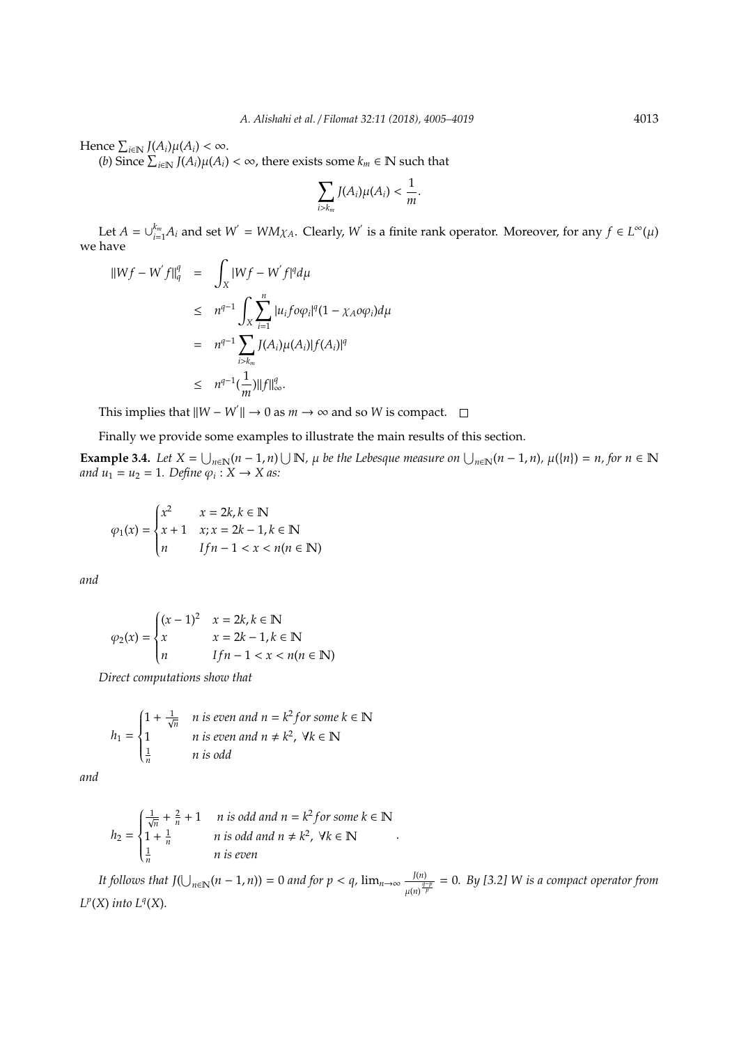Hence $\sum_{i\in\mathbb{N}} J(A_i)\mu(A_i) < \infty$.

($b$) Since $\sum_{i\in\mathbb{N}} J(A_i)\mu(A_i) < \infty$, there exists some $k_m \in \mathbb{N}$ such that

$$\sum_{i>k_m} J(A_i)\mu(A_i) < \frac{1}{m}.$$

Let $A = \cup_{i=1}^{k_m} A_i$ and set $W' = WM\chi_A$. Clearly, $W'$ is a finite rank operator. Moreover, for any $f \in L^\infty(\mu)$ we have

$$\begin{aligned}
\|Wf - W'f\|_q^q &= \int_X |Wf - W'f|^q d\mu \\
&\leq n^{q-1} \int_X \sum_{i=1}^{n} |u_i f o \varphi_i|^q (1 - \chi_A o \varphi_i) d\mu \\
&= n^{q-1} \sum_{i>k_m} J(A_i)\mu(A_i)|f(A_i)|^q \\
&\leq n^{q-1}(\frac{1}{m})\|f\|_\infty^q.
\end{aligned}$$

This implies that $\|W - W'\| \to 0$ as $m \to \infty$ and so $W$ is compact. $\square$

Finally we provide some examples to illustrate the main results of this section.

**Example 3.4.** *Let $X = \bigcup_{n\in\mathbb{N}}(n-1,n) \bigcup \mathbb{N}$, $\mu$ be the Lebesgue measure on $\bigcup_{n\in\mathbb{N}}(n-1,n)$, $\mu(\{n\}) = n$, for $n \in \mathbb{N}$ and $u_1 = u_2 = 1$. Define $\varphi_i : X \to X$ as:*

$$\varphi_1(x) = \begin{cases} x^2 & x = 2k, k \in \mathbb{N} \\ x+1 & x; x = 2k-1, k \in \mathbb{N} \\ n & If n-1 < x < n (n \in \mathbb{N}) \end{cases}$$

*and*

$$\varphi_2(x) = \begin{cases} (x-1)^2 & x = 2k, k \in \mathbb{N} \\ x & x = 2k-1, k \in \mathbb{N} \\ n & If n-1 < x < n (n \in \mathbb{N}) \end{cases}$$

*Direct computations show that*

$$h_1 = \begin{cases} 1 + \frac{1}{\sqrt{n}} & n \text{ is even and } n = k^2 \text{ for some } k \in \mathbb{N} \\ 1 & n \text{ is even and } n \neq k^2,\ \forall k \in \mathbb{N} \\ \frac{1}{n} & n \text{ is odd} \end{cases}$$

*and*

$$h_2 = \begin{cases} \frac{1}{\sqrt{n}} + \frac{2}{n} + 1 & n \text{ is odd and } n = k^2 \text{ for some } k \in \mathbb{N} \\ 1 + \frac{1}{n} & n \text{ is odd and } n \neq k^2,\ \forall k \in \mathbb{N} \\ \frac{1}{n} & n \text{ is even} \end{cases}.$$

*It follows that $J(\bigcup_{n\in\mathbb{N}}(n-1,n)) = 0$ and for $p < q$, $\lim_{n\to\infty} \frac{J(n)}{\mu(n)^{\frac{q-p}{p}}} = 0$. By [3.2] $W$ is a compact operator from $L^p(X)$ into $L^q(X)$.*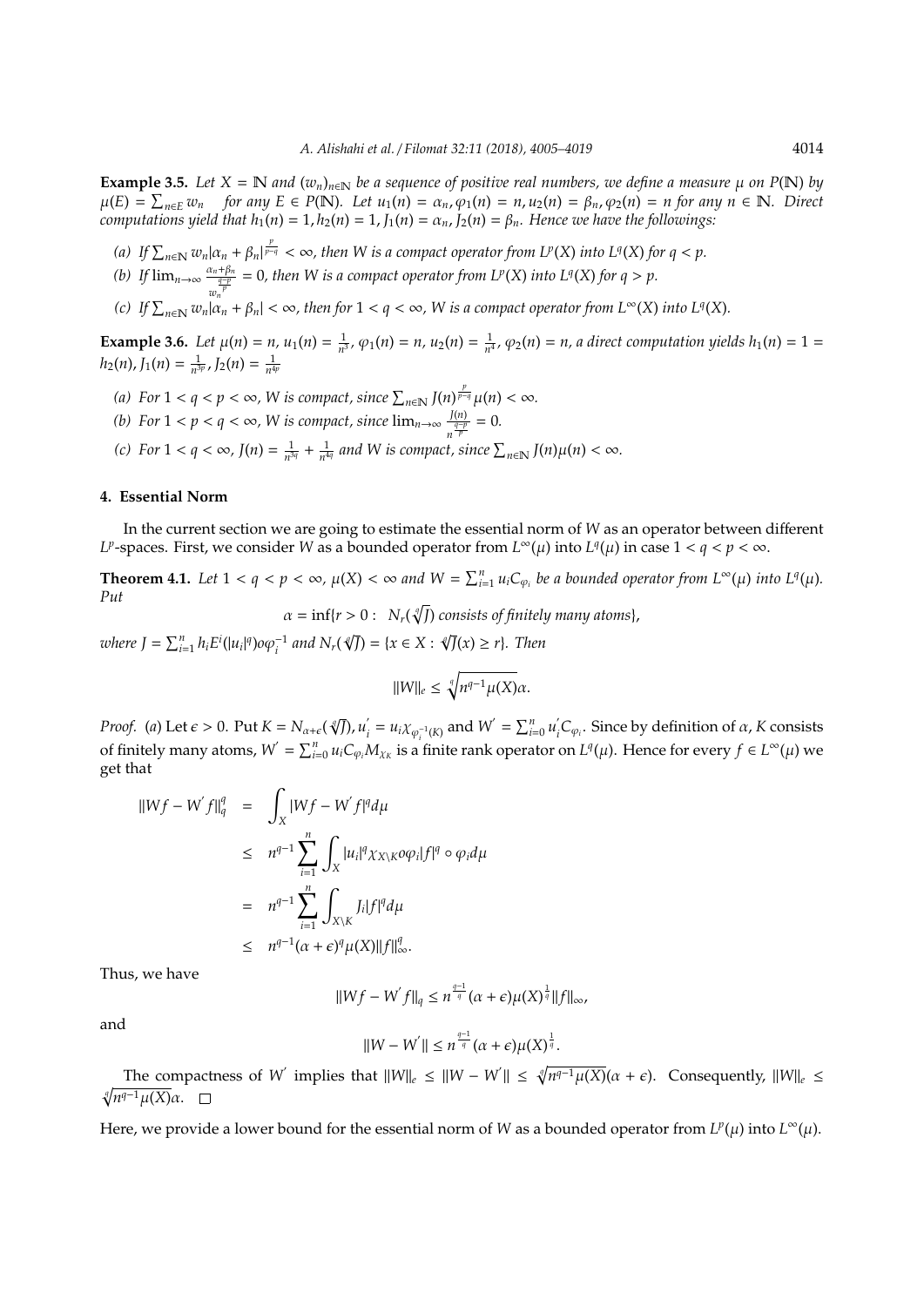**Example 3.5.** *Let $X = \mathbb{N}$ and $(w_n)_{n\in\mathbb{N}}$ be a sequence of positive real numbers, we define a measure $\mu$ on $P(\mathbb{N})$ by $\mu(E) = \sum_{n\in E} w_n$ for any $E \in P(\mathbb{N})$. Let $u_1(n) = \alpha_n, \varphi_1(n) = n, u_2(n) = \beta_n, \varphi_2(n) = n$ for any $n \in \mathbb{N}$. Direct computations yield that $h_1(n) = 1, h_2(n) = 1, J_1(n) = \alpha_n, J_2(n) = \beta_n$. Hence we have the followings:*

*(a) If $\sum_{n\in\mathbb{N}} w_n|\alpha_n + \beta_n|^{\frac{p}{p-q}} < \infty$, then $W$ is a compact operator from $L^p(X)$ into $L^q(X)$ for $q < p$.*

*(b) If $\lim_{n\to\infty} \frac{\alpha_n+\beta_n}{w_n^{\frac{q-p}{p}}} = 0$, then $W$ is a compact operator from $L^p(X)$ into $L^q(X)$ for $q > p$.*

*(c) If $\sum_{n\in\mathbb{N}} w_n|\alpha_n + \beta_n| < \infty$, then for $1 < q < \infty$, $W$ is a compact operator from $L^\infty(X)$ into $L^q(X)$.*

**Example 3.6.** *Let $\mu(n) = n$, $u_1(n) = \frac{1}{n^3}$, $\varphi_1(n) = n$, $u_2(n) = \frac{1}{n^4}$, $\varphi_2(n) = n$, a direct computation yields $h_1(n) = 1 = h_2(n)$, $J_1(n) = \frac{1}{n^{3p}}$, $J_2(n) = \frac{1}{n^{4p}}$*

*(a) For $1 < q < p < \infty$, $W$ is compact, since $\sum_{n\in\mathbb{N}} J(n)^{\frac{p}{p-q}}\mu(n) < \infty$.*

*(b) For $1 < p < q < \infty$, $W$ is compact, since $\lim_{n\to\infty} \frac{J(n)}{n^{\frac{q-p}{p}}} = 0$.*

*(c) For $1 < q < \infty$, $J(n) = \frac{1}{n^{3q}} + \frac{1}{n^{4q}}$ and $W$ is compact, since $\sum_{n\in\mathbb{N}} J(n)\mu(n) < \infty$.*

## 4. Essential Norm

In the current section we are going to estimate the essential norm of $W$ as an operator between different $L^p$-spaces. First, we consider $W$ as a bounded operator from $L^\infty(\mu)$ into $L^q(\mu)$ in case $1 < q < p < \infty$.

**Theorem 4.1.** *Let $1 < q < p < \infty$, $\mu(X) < \infty$ and $W = \sum_{i=1}^n u_i C_{\varphi_i}$ be a bounded operator from $L^\infty(\mu)$ into $L^q(\mu)$. Put*

$$\alpha = \inf\{r > 0 : \ N_r(\sqrt[q]{J}) \text{ consists of finitely many atoms}\},$$

*where $J = \sum_{i=1}^n h_i E^i(|u_i|^q) o\varphi_i^{-1}$ and $N_r(\sqrt[q]{J}) = \{x \in X : \sqrt[q]{J}(x) \geq r\}$. Then*

$$\|W\|_e \leq \sqrt[q]{n^{q-1}\mu(X)}\alpha.$$

*Proof.* (a) Let $\epsilon > 0$. Put $K = N_{\alpha+\epsilon}(\sqrt[q]{J})$, $u_i^{'} = u_i\chi_{\varphi_i^{-1}(K)}$ and $W^{'} = \sum_{i=0}^n u_i^{'} C_{\varphi_i}$. Since by definition of $\alpha$, $K$ consists of finitely many atoms, $W^{'} = \sum_{i=0}^n u_i C_{\varphi_i} M_{\chi_K}$ is a finite rank operator on $L^q(\mu)$. Hence for every $f \in L^\infty(\mu)$ we get that

$$\begin{aligned}
\|Wf - W^{'}f\|_q^q &= \int_X |Wf - W^{'}f|^q d\mu \\
&\leq n^{q-1}\sum_{i=1}^n \int_X |u_i|^q \chi_{X\setminus K} o\varphi_i |f|^q \circ \varphi_i d\mu \\
&= n^{q-1}\sum_{i=1}^n \int_{X\setminus K} J_i|f|^q d\mu \\
&\leq n^{q-1}(\alpha+\epsilon)^q \mu(X)\|f\|_\infty^q.
\end{aligned}$$

Thus, we have

$$\|Wf - W^{'}f\|_q \leq n^{\frac{q-1}{q}}(\alpha+\epsilon)\mu(X)^{\frac{1}{q}}\|f\|_\infty,$$

and

$$\|W - W^{'}\| \leq n^{\frac{q-1}{q}}(\alpha+\epsilon)\mu(X)^{\frac{1}{q}}.$$

The compactness of $W^{'}$ implies that $\|W\|_e \leq \|W - W^{'}\| \leq \sqrt[q]{n^{q-1}\mu(X)}(\alpha+\epsilon)$. Consequently, $\|W\|_e \leq \sqrt[q]{n^{q-1}\mu(X)}\alpha$. $\square$

Here, we provide a lower bound for the essential norm of $W$ as a bounded operator from $L^p(\mu)$ into $L^\infty(\mu)$.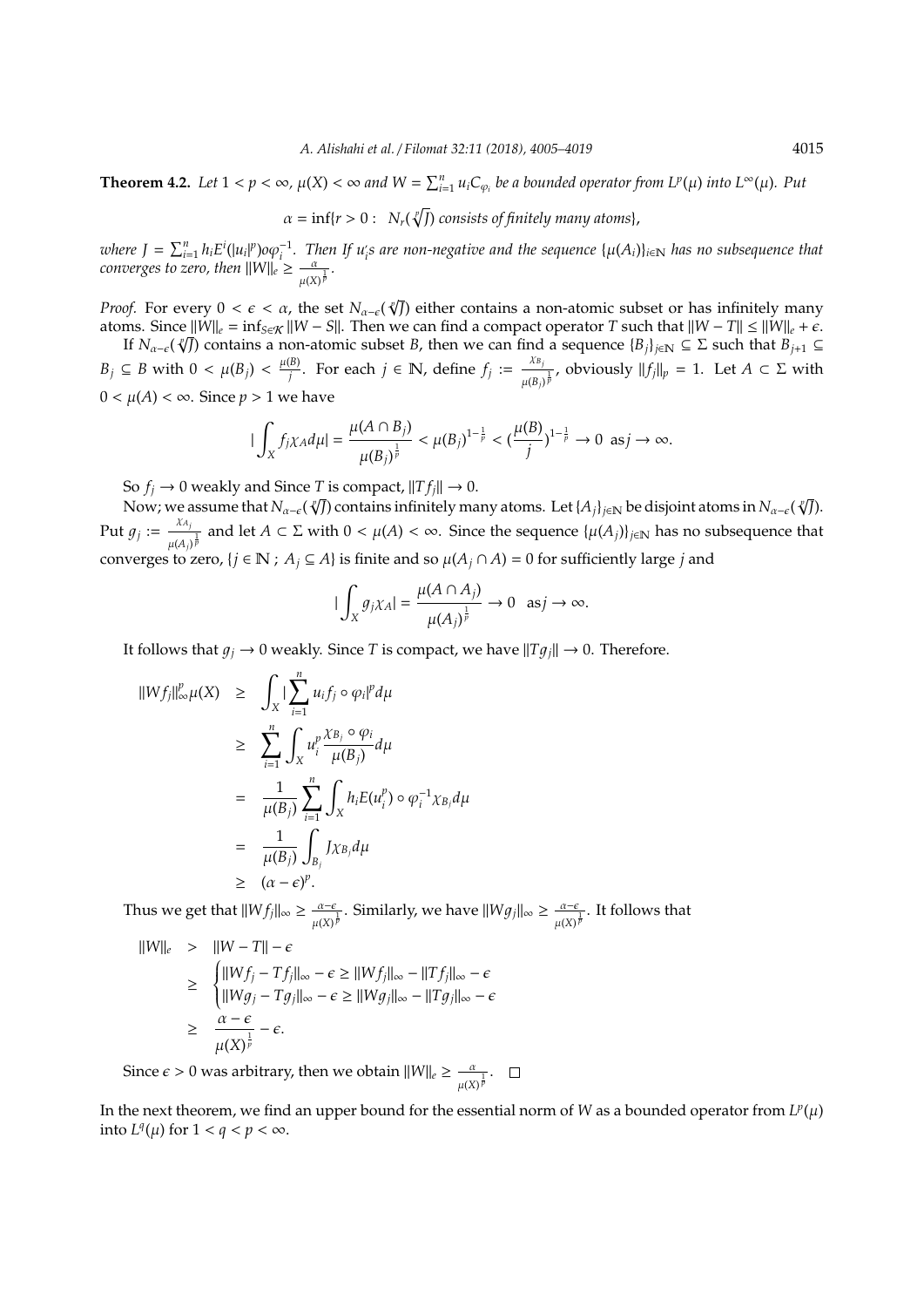**Theorem 4.2.** *Let $1 < p < \infty$, $\mu(X) < \infty$ and $W = \sum_{i=1}^n u_i C_{\varphi_i}$ be a bounded operator from $L^p(\mu)$ into $L^\infty(\mu)$. Put*

$$\alpha = \inf\{r > 0 : \ N_r(\sqrt[p]{J}) \text{ consists of finitely many atoms}\},$$

*where $J = \sum_{i=1}^n h_i E^i(|u_i|^p) o\varphi_i^{-1}$. Then If $u_i$'s are non-negative and the sequence $\{\mu(A_i)\}_{i\in\mathbb{N}}$ has no subsequence that converges to zero, then $\|W\|_e \geq \frac{\alpha}{\mu(X)^{\frac{1}{p}}}$.*

*Proof.* For every $0 < \epsilon < \alpha$, the set $N_{\alpha-\epsilon}(\sqrt[p]{J})$ either contains a non-atomic subset or has infinitely many atoms. Since $\|W\|_e = \inf_{S\in\mathcal{K}} \|W - S\|$. Then we can find a compact operator $T$ such that $\|W - T\| \leq \|W\|_e + \epsilon$.

If $N_{\alpha-\epsilon}(\sqrt[p]{J})$ contains a non-atomic subset $B$, then we can find a sequence $\{B_j\}_{j\in\mathbb{N}} \subseteq \Sigma$ such that $B_{j+1} \subseteq B_j \subseteq B$ with $0 < \mu(B_j) < \frac{\mu(B)}{j}$. For each $j \in \mathbb{N}$, define $f_j := \frac{\chi_{B_j}}{\mu(B_j)^{\frac{1}{p}}}$, obviously $\|f_j\|_p = 1$. Let $A \subset \Sigma$ with $0 < \mu(A) < \infty$. Since $p > 1$ we have

$$|\int_X f_j \chi_A d\mu| = \frac{\mu(A \cap B_j)}{\mu(B_j)^{\frac{1}{p}}} < \mu(B_j)^{1-\frac{1}{p}} < (\frac{\mu(B)}{j})^{1-\frac{1}{p}} \to 0 \ \text{ as} j \to \infty.$$

So $f_j \to 0$ weakly and Since $T$ is compact, $\|Tf_j\| \to 0$.

Now; we assume that $N_{\alpha-\epsilon}(\sqrt[p]{J})$ contains infinitely many atoms. Let $\{A_j\}_{j\in\mathbb{N}}$ be disjoint atoms in $N_{\alpha-\epsilon}(\sqrt[p]{J})$. Put $g_j := \frac{\chi_{A_j}}{\mu(A_j)^{\frac{1}{p}}}$ and let $A \subset \Sigma$ with $0 < \mu(A) < \infty$. Since the sequence $\{\mu(A_j)\}_{j\in\mathbb{N}}$ has no subsequence that converges to zero, $\{j \in \mathbb{N} \ ; \ A_j \subseteq A\}$ is finite and so $\mu(A_j \cap A) = 0$ for sufficiently large $j$ and

$$|\int_X g_j \chi_A| = \frac{\mu(A \cap A_j)}{\mu(A_j)^{\frac{1}{p}}} \to 0 \quad \text{as} j \to \infty.$$

It follows that $g_j \to 0$ weakly. Since $T$ is compact, we have $\|Tg_j\| \to 0$. Therefore.

$$\begin{aligned}
\|Wf_j\|_\infty^p \mu(X) &\geq \int_X |\sum_{i=1}^n u_i f_j \circ \varphi_i|^p d\mu \\
&\geq \sum_{i=1}^n \int_X u_i^p \frac{\chi_{B_j} \circ \varphi_i}{\mu(B_j)} d\mu \\
&= \frac{1}{\mu(B_j)} \sum_{i=1}^n \int_X h_i E(u_i^p) \circ \varphi_i^{-1} \chi_{B_j} d\mu \\
&= \frac{1}{\mu(B_j)} \int_{B_j} J \chi_{B_j} d\mu \\
&\geq (\alpha - \epsilon)^p.
\end{aligned}$$

Thus we get that $\|Wf_j\|_\infty \geq \frac{\alpha-\epsilon}{\mu(X)^{\frac{1}{p}}}$. Similarly, we have $\|Wg_j\|_\infty \geq \frac{\alpha-\epsilon}{\mu(X)^{\frac{1}{p}}}$. It follows that

$$\begin{aligned}
\|W\|_e &> \|W - T\| - \epsilon \\
&\geq \begin{cases} \|Wf_j - Tf_j\|_\infty - \epsilon \geq \|Wf_j\|_\infty - \|Tf_j\|_\infty - \epsilon \\ \|Wg_j - Tg_j\|_\infty - \epsilon \geq \|Wg_j\|_\infty - \|Tg_j\|_\infty - \epsilon \end{cases} \\
&\geq \frac{\alpha - \epsilon}{\mu(X)^{\frac{1}{p}}} - \epsilon.
\end{aligned}$$

Since $\epsilon > 0$ was arbitrary, then we obtain $\|W\|_e \geq \frac{\alpha}{\mu(X)^{\frac{1}{p}}}$. $\square$

In the next theorem, we find an upper bound for the essential norm of $W$ as a bounded operator from $L^p(\mu)$ into $L^q(\mu)$ for $1 < q < p < \infty$.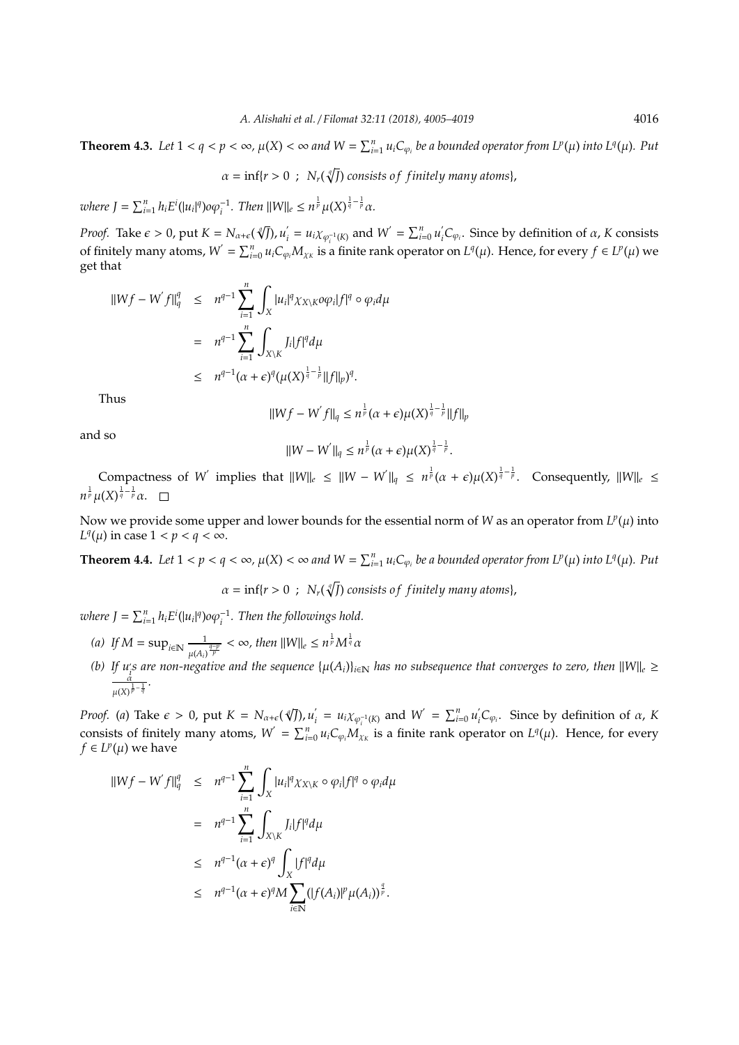**Theorem 4.3.** *Let $1 < q < p < \infty$, $\mu(X) < \infty$ and $W = \sum_{i=1}^{n} u_i C_{\varphi_i}$ be a bounded operator from $L^p(\mu)$ into $L^q(\mu)$. Put*

$$\alpha = \inf\{r > 0 \ ; \ N_r(\sqrt[q]{J}) \ consists \ of \ finitely \ many \ atoms\},$$

*where $J = \sum_{i=1}^{n} h_i E^i(|u_i|^q) o\varphi_i^{-1}$. Then $\|W\|_e \leq n^{\frac{1}{p}} \mu(X)^{\frac{1}{q}-\frac{1}{p}} \alpha$.*

*Proof.* Take $\epsilon > 0$, put $K = N_{\alpha+\epsilon}(\sqrt[q]{J})$, $u_i^{'} = u_i \chi_{\varphi_i^{-1}(K)}$ and $W^{'} = \sum_{i=0}^{n} u_i^{'} C_{\varphi_i}$. Since by definition of $\alpha$, $K$ consists of finitely many atoms, $W^{'} = \sum_{i=0}^{n} u_i C_{\varphi_i} M_{\chi_K}$ is a finite rank operator on $L^q(\mu)$. Hence, for every $f \in L^p(\mu)$ we get that

$$\begin{aligned}
\|Wf - W^{'}f\|_q^q &\leq n^{q-1} \sum_{i=1}^{n} \int_X |u_i|^q \chi_{X \setminus K} o\varphi_i |f|^q \circ \varphi_i d\mu \\
&= n^{q-1} \sum_{i=1}^{n} \int_{X \setminus K} J_i |f|^q d\mu \\
&\leq n^{q-1} (\alpha + \epsilon)^q (\mu(X)^{\frac{1}{q}-\frac{1}{p}} \|f\|_p)^q.
\end{aligned}$$

Thus

$$\|Wf - W^{'}f\|_q \leq n^{\frac{1}{p}} (\alpha + \epsilon) \mu(X)^{\frac{1}{q}-\frac{1}{p}} \|f\|_p$$

and so

$$\|W - W^{'}\|_q \leq n^{\frac{1}{p}} (\alpha + \epsilon) \mu(X)^{\frac{1}{q}-\frac{1}{p}}.$$

Compactness of $W^{'}$ implies that $\|W\|_e \leq \|W - W^{'}\|_q \leq n^{\frac{1}{p}} (\alpha + \epsilon) \mu(X)^{\frac{1}{q}-\frac{1}{p}}$. Consequently, $\|W\|_e \leq n^{\frac{1}{p}} \mu(X)^{\frac{1}{q}-\frac{1}{p}} \alpha$. □

Now we provide some upper and lower bounds for the essential norm of $W$ as an operator from $L^p(\mu)$ into $L^q(\mu)$ in case $1 < p < q < \infty$.

**Theorem 4.4.** *Let $1 < p < q < \infty$, $\mu(X) < \infty$ and $W = \sum_{i=1}^{n} u_i C_{\varphi_i}$ be a bounded operator from $L^p(\mu)$ into $L^q(\mu)$. Put*

$$\alpha = \inf\{r > 0 \ ; \ N_r(\sqrt[q]{J}) \ consists \ of \ finitely \ many \ atoms\},$$

*where $J = \sum_{i=1}^{n} h_i E^i(|u_i|^q) o\varphi_i^{-1}$. Then the followings hold.*

*(a) If $M = \sup_{i \in \mathbb{N}} \frac{1}{\mu(A_i)^{\frac{q-p}{p}}} < \infty$, then $\|W\|_e \leq n^{\frac{1}{p}} M^{\frac{1}{q}} \alpha$*

*(b) If $u_i$s are non-negative and the sequence $\{\mu(A_i)\}_{i \in \mathbb{N}}$ has no subsequence that converges to zero, then $\|W\|_e \geq \frac{\alpha}{\mu(X)^{\frac{1}{p}-\frac{1}{q}}}$.*

*Proof.* (*a*) Take $\epsilon > 0$, put $K = N_{\alpha+\epsilon}(\sqrt[q]{J})$, $u_i^{'} = u_i \chi_{\varphi_i^{-1}(K)}$ and $W^{'} = \sum_{i=0}^{n} u_i^{'} C_{\varphi_i}$. Since by definition of $\alpha$, $K$ consists of finitely many atoms, $W^{'} = \sum_{i=0}^{n} u_i C_{\varphi_i} M_{\chi_K}$ is a finite rank operator on $L^q(\mu)$. Hence, for every $f \in L^p(\mu)$ we have

$$\begin{aligned}
\|Wf - W^{'}f\|_q^q &\leq n^{q-1} \sum_{i=1}^{n} \int_X |u_i|^q \chi_{X \setminus K} \circ \varphi_i |f|^q \circ \varphi_i d\mu \\
&= n^{q-1} \sum_{i=1}^{n} \int_{X \setminus K} J_i |f|^q d\mu \\
&\leq n^{q-1} (\alpha + \epsilon)^q \int_X |f|^q d\mu \\
&\leq n^{q-1} (\alpha + \epsilon)^q M \sum_{i \in \mathbb{N}} (|f(A_i)|^p \mu(A_i))^{\frac{q}{p}}.
\end{aligned}$$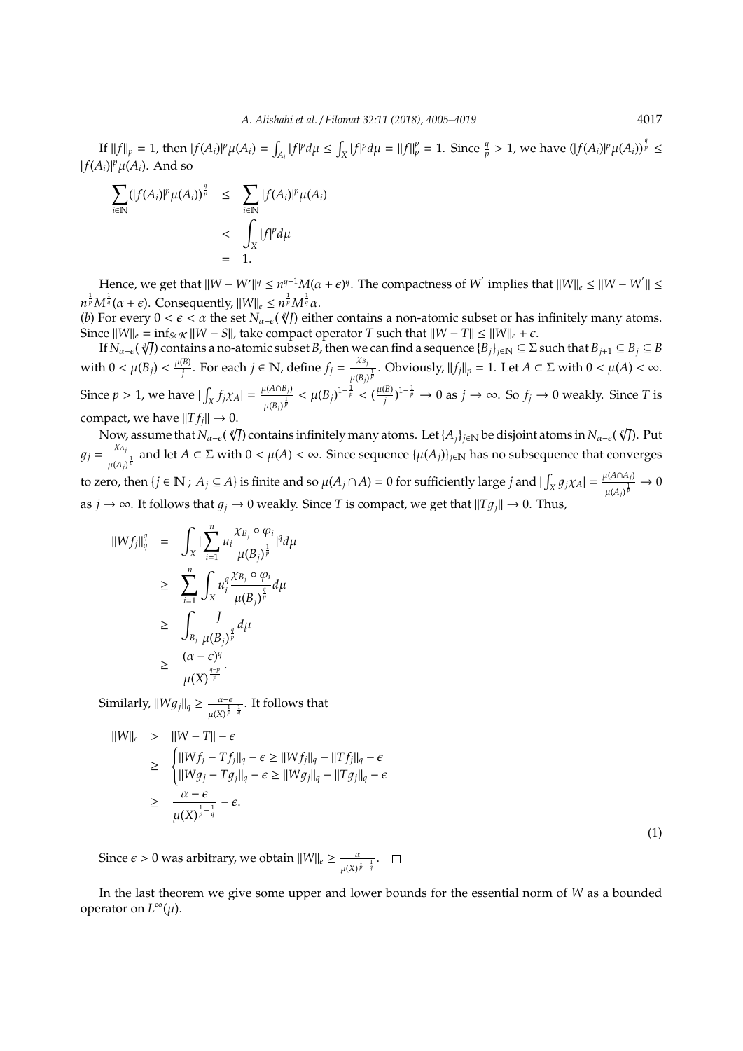If $\|f\|_p = 1$, then $|f(A_i)|^p\mu(A_i) = \int_{A_i}|f|^p d\mu \le \int_X |f|^p d\mu = \|f\|_p^p = 1$. Since $\frac{q}{p} > 1$, we have $(|f(A_i)|^p\mu(A_i))^{\frac{q}{p}} \le |f(A_i)|^p\mu(A_i)$. And so

$$\begin{aligned}
\sum_{i\in\mathbb{N}}(|f(A_i)|^p\mu(A_i))^{\frac{q}{p}} &\le \sum_{i\in\mathbb{N}}|f(A_i)|^p\mu(A_i)\\
&< \int_X |f|^p d\mu\\
&= 1.
\end{aligned}$$

Hence, we get that $\|W - W'\|^q \le n^{q-1}M(\alpha+\epsilon)^q$. The compactness of $W'$ implies that $\|W\|_e \le \|W - W'\| \le n^{\frac{1}{p}}M^{\frac{1}{q}}(\alpha+\epsilon)$. Consequently, $\|W\|_e \le n^{\frac{1}{p}}M^{\frac{1}{q}}\alpha$.

(*b*) For every $0 < \epsilon < \alpha$ the set $N_{\alpha-\epsilon}(\sqrt[q]{J})$ either contains a non-atomic subset or has infinitely many atoms. Since $\|W\|_e = \inf_{S\in\mathcal{K}}\|W - S\|$, take compact operator $T$ such that $\|W - T\| \le \|W\|_e + \epsilon$.

If $N_{\alpha-\epsilon}(\sqrt[q]{J})$ contains a no-atomic subset $B$, then we can find a sequence $\{B_j\}_{j\in\mathbb{N}} \subseteq \Sigma$ such that $B_{j+1} \subseteq B_j \subseteq B$ with $0 < \mu(B_j) < \frac{\mu(B)}{j}$. For each $j \in \mathbb{N}$, define $f_j = \frac{\chi_{B_j}}{\mu(B_j)^{\frac{1}{p}}}$. Obviously, $\|f_j\|_p = 1$. Let $A \subset \Sigma$ with $0 < \mu(A) < \infty$. Since $p > 1$, we have $|\int_X f_j\chi_A| = \frac{\mu(A\cap B_j)}{\mu(B_j)^{\frac{1}{p}}} < \mu(B_j)^{1-\frac{1}{p}} < (\frac{\mu(B)}{j})^{1-\frac{1}{p}} \to 0$ as $j \to \infty$. So $f_j \to 0$ weakly. Since $T$ is compact, we have $\|Tf_j\| \to 0$.

Now, assume that $N_{\alpha-\epsilon}(\sqrt[q]{J})$ contains infinitely many atoms. Let $\{A_j\}_{j\in\mathbb{N}}$ be disjoint atoms in $N_{\alpha-\epsilon}(\sqrt[q]{J})$. Put $g_j = \frac{\chi_{A_j}}{\mu(A_j)^{\frac{1}{p}}}$ and let $A \subset \Sigma$ with $0 < \mu(A) < \infty$. Since sequence $\{\mu(A_j)\}_{j\in\mathbb{N}}$ has no subsequence that converges to zero, then $\{j \in \mathbb{N} ; A_j \subseteq A\}$ is finite and so $\mu(A_j \cap A) = 0$ for sufficiently large $j$ and $|\int_X g_j\chi_A| = \frac{\mu(A\cap A_j)}{\mu(A_j)^{\frac{1}{p}}} \to 0$ as $j \to \infty$. It follows that $g_j \to 0$ weakly. Since $T$ is compact, we get that $\|Tg_j\| \to 0$. Thus,

$$\begin{aligned}
\|Wf_j\|_q^q &= \int_X |\sum_{i=1}^n u_i \frac{\chi_{B_j}\circ\varphi_i}{\mu(B_j)^{\frac{1}{p}}}|^q d\mu\\
&\ge \sum_{i=1}^n \int_X u_i^q \frac{\chi_{B_j}\circ\varphi_i}{\mu(B_j)^{\frac{q}{p}}} d\mu\\
&\ge \int_{B_j} \frac{J}{\mu(B_j)^{\frac{q}{p}}} d\mu\\
&\ge \frac{(\alpha-\epsilon)^q}{\mu(X)^{\frac{q-p}{p}}}.
\end{aligned}$$

Similarly, $\|Wg_j\|_q \ge \frac{\alpha-\epsilon}{\mu(X)^{\frac{1}{p}-\frac{1}{q}}}$. It follows that

$$\begin{aligned}
\|W\|_e &> \|W - T\| - \epsilon\\
&\ge \begin{cases} \|Wf_j - Tf_j\|_q - \epsilon \ge \|Wf_j\|_q - \|Tf_j\|_q - \epsilon\\ \|Wg_j - Tg_j\|_q - \epsilon \ge \|Wg_j\|_q - \|Tg_j\|_q - \epsilon\end{cases}\\
&\ge \frac{\alpha-\epsilon}{\mu(X)^{\frac{1}{p}-\frac{1}{q}}} - \epsilon.
\end{aligned} \tag{1}$$

Since $\epsilon > 0$ was arbitrary, we obtain $\|W\|_e \ge \frac{\alpha}{\mu(X)^{\frac{1}{p}-\frac{1}{q}}}$. □

In the last theorem we give some upper and lower bounds for the essential norm of $W$ as a bounded operator on $L^\infty(\mu)$.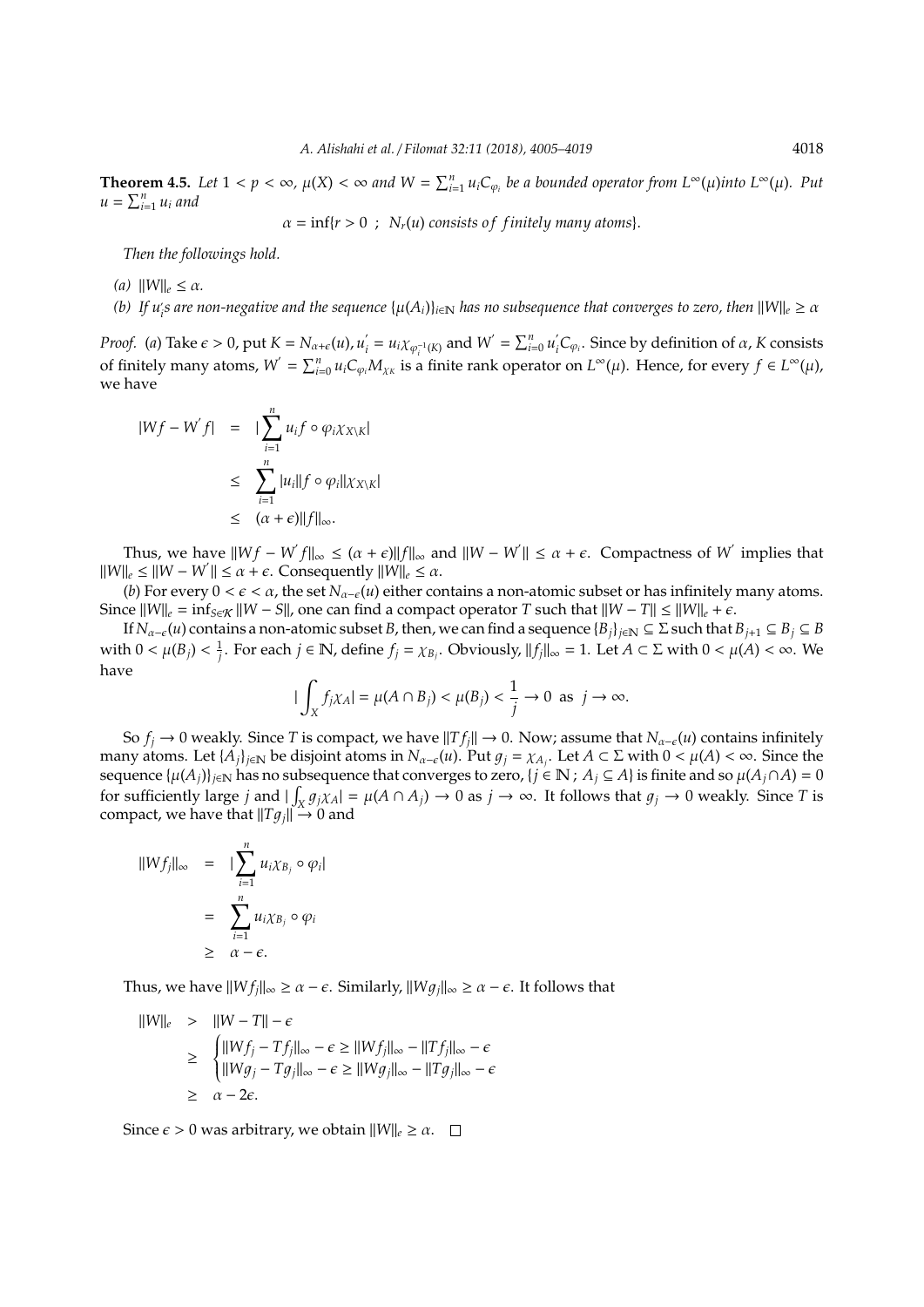**Theorem 4.5.** *Let $1 < p < \infty$, $\mu(X) < \infty$ and $W = \sum_{i=1}^{n} u_i C_{\varphi_i}$ be a bounded operator from $L^\infty(\mu)$into $L^\infty(\mu)$. Put $u = \sum_{i=1}^{n} u_i$ and*

$$\alpha = \inf\{r > 0 \ ; \ N_r(u) \ consists \ of \ finitely \ many \ atoms\}.$$

*Then the followings hold.*

*(a)* $\|W\|_e \leq \alpha$.

*(b) If $u_i^{'}s$ are non-negative and the sequence $\{\mu(A_i)\}_{i\in\mathbb{N}}$ has no subsequence that converges to zero, then $\|W\|_e \geq \alpha$*

*Proof.* (*a*) Take $\epsilon > 0$, put $K = N_{\alpha+\epsilon}(u)$, $u_i^{'} = u_i \chi_{\varphi_i^{-1}(K)}$ and $W^{'} = \sum_{i=0}^{n} u_i^{'} C_{\varphi_i}$. Since by definition of $\alpha$, $K$ consists of finitely many atoms, $W^{'} = \sum_{i=0}^{n} u_i C_{\varphi_i} M_{\chi_K}$ is a finite rank operator on $L^\infty(\mu)$. Hence, for every $f \in L^\infty(\mu)$, we have

$$
\begin{aligned}
|Wf - W^{'}f| &= |\sum_{i=1}^{n} u_i f \circ \varphi_i \chi_{X\setminus K}| \\
&\leq \sum_{i=1}^{n} |u_i||f \circ \varphi_i||\chi_{X\setminus K}| \\
&\leq (\alpha + \epsilon)\|f\|_\infty.
\end{aligned}
$$

Thus, we have $\|Wf - W^{'}f\|_\infty \leq (\alpha+\epsilon)\|f\|_\infty$ and $\|W - W^{'}\| \leq \alpha + \epsilon$. Compactness of $W^{'}$ implies that $\|W\|_e \leq \|W - W^{'}\| \leq \alpha + \epsilon$. Consequently $\|W\|_e \leq \alpha$.

(*b*) For every $0 < \epsilon < \alpha$, the set $N_{\alpha-\epsilon}(u)$ either contains a non-atomic subset or has infinitely many atoms. Since $\|W\|_e = \inf_{S\in\mathcal{K}} \|W - S\|$, one can find a compact operator $T$ such that $\|W - T\| \leq \|W\|_e + \epsilon$.

If $N_{\alpha-\epsilon}(u)$ contains a non-atomic subset $B$, then, we can find a sequence $\{B_j\}_{j\in\mathbb{N}} \subseteq \Sigma$ such that $B_{j+1} \subseteq B_j \subseteq B$ with $0 < \mu(B_j) < \frac{1}{j}$. For each $j \in \mathbb{N}$, define $f_j = \chi_{B_j}$. Obviously, $\|f_j\|_\infty = 1$. Let $A \subset \Sigma$ with $0 < \mu(A) < \infty$. We have

$$|\int_X f_j \chi_A| = \mu(A \cap B_j) < \mu(B_j) < \frac{1}{j} \to 0 \ \text{ as } \ j \to \infty.$$

So $f_j \to 0$ weakly. Since $T$ is compact, we have $\|Tf_j\| \to 0$. Now; assume that $N_{\alpha-\epsilon}(u)$ contains infinitely many atoms. Let $\{A_j\}_{j\in\mathbb{N}}$ be disjoint atoms in $N_{\alpha-\epsilon}(u)$. Put $g_j = \chi_{A_j}$. Let $A \subset \Sigma$ with $0 < \mu(A) < \infty$. Since the sequence $\{\mu(A_j)\}_{j\in\mathbb{N}}$ has no subsequence that converges to zero, $\{j \in \mathbb{N} \ ; \ A_j \subseteq A\}$ is finite and so $\mu(A_j \cap A) = 0$ for sufficiently large $j$ and $|\int_X g_j \chi_A| = \mu(A \cap A_j) \to 0$ as $j \to \infty$. It follows that $g_j \to 0$ weakly. Since $T$ is compact, we have that $\|Tg_j\| \to 0$ and

$$
\begin{aligned}
\|Wf_j\|_\infty &= |\sum_{i=1}^{n} u_i \chi_{B_j} \circ \varphi_i| \\
&= \sum_{i=1}^{n} u_i \chi_{B_j} \circ \varphi_i \\
&\geq \alpha - \epsilon.
\end{aligned}
$$

Thus, we have $\|Wf_j\|_\infty \geq \alpha - \epsilon$. Similarly, $\|Wg_j\|_\infty \geq \alpha - \epsilon$. It follows that

$$
\begin{aligned}
\|W\|_e &> \|W - T\| - \epsilon \\
&\geq \begin{cases} \|Wf_j - Tf_j\|_\infty - \epsilon \geq \|Wf_j\|_\infty - \|Tf_j\|_\infty - \epsilon \\ \|Wg_j - Tg_j\|_\infty - \epsilon \geq \|Wg_j\|_\infty - \|Tg_j\|_\infty - \epsilon \end{cases} \\
&\geq \alpha - 2\epsilon.
\end{aligned}
$$

Since $\epsilon > 0$ was arbitrary, we obtain $\|W\|_e \geq \alpha$. $\square$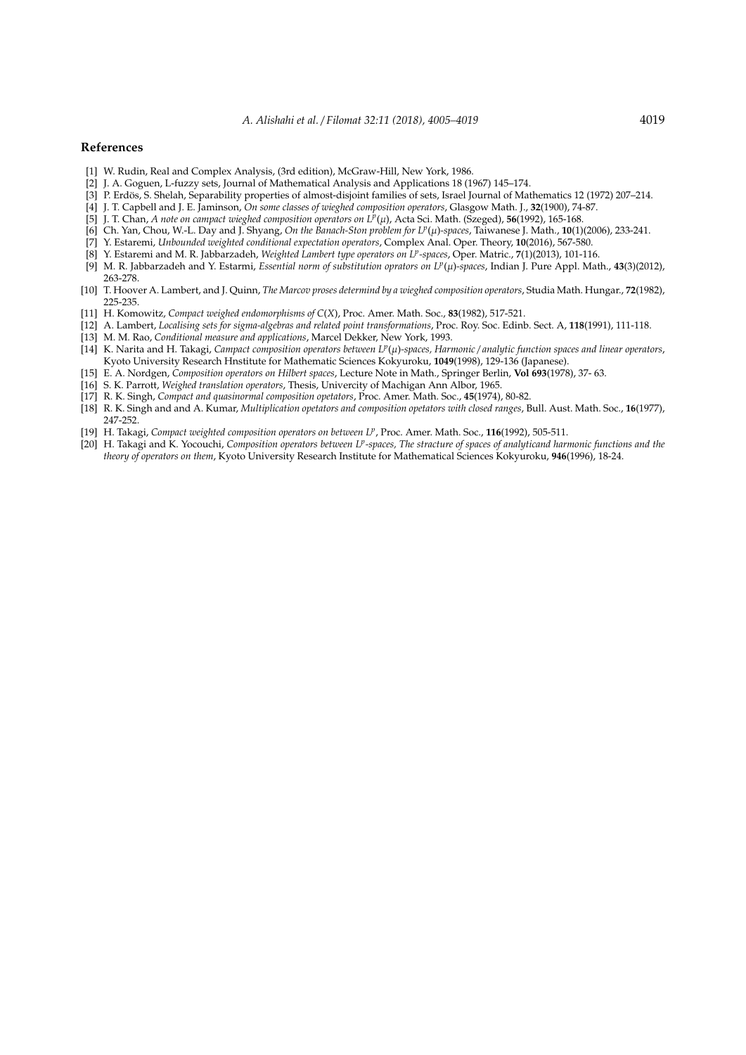## References

[1] W. Rudin, Real and Complex Analysis, (3rd edition), McGraw-Hill, New York, 1986.

[2] J. A. Goguen, L-fuzzy sets, Journal of Mathematical Analysis and Applications 18 (1967) 145–174.

[3] P. Erdös, S. Shelah, Separability properties of almost-disjoint families of sets, Israel Journal of Mathematics 12 (1972) 207–214.

[4] J. T. Capbell and J. E. Jaminson, *On some classes of wieghed composition operators*, Glasgow Math. J., **32**(1900), 74-87.

[5] J. T. Chan, *A note on campact wieghed composition operators on $L^p(\mu)$*, Acta Sci. Math. (Szeged), **56**(1992), 165-168.

[6] Ch. Yan, Chou, W.-L. Day and J. Shyang, *On the Banach-Ston problem for $L^p(\mu)$-spaces*, Taiwanese J. Math., **10**(1)(2006), 233-241.

[7] Y. Estaremi, *Unbounded weighted conditional expectation operators*, Complex Anal. Oper. Theory, **10**(2016), 567-580.

[8] Y. Estaremi and M. R. Jabbarzadeh, *Weighted Lambert type operators on $L^p$-spaces*, Oper. Matric., **7**(1)(2013), 101-116.

[9] M. R. Jabbarzadeh and Y. Estarmi, *Essential norm of substitution oprators on $L^p(\mu)$-spaces*, Indian J. Pure Appl. Math., **43**(3)(2012), 263-278.

[10] T. Hoover A. Lambert, and J. Quinn, *The Marcov proses determind by a wieghed composition operators*, Studia Math. Hungar., **72**(1982), 225-235.

[11] H. Komowitz, *Compact weighed endomorphisms of $C(X)$*, Proc. Amer. Math. Soc., **83**(1982), 517-521.

[12] A. Lambert, *Localising sets for sigma-algebras and related point transformations*, Proc. Roy. Soc. Edinb. Sect. A, **118**(1991), 111-118.

[13] M. M. Rao, *Conditional measure and applications*, Marcel Dekker, New York, 1993.

[14] K. Narita and H. Takagi, *Campact composition operators between $L^p(\mu)$-spaces, Harmonic/analytic function spaces and linear operators*, Kyoto University Research Hnstitute for Mathematic Sciences Kokyuroku, **1049**(1998), 129-136 (Japanese).

[15] E. A. Nordgen, *Composition operators on Hilbert spaces*, Lecture Note in Math., Springer Berlin, **Vol 693**(1978), 37- 63.

[16] S. K. Parrott, *Weighed translation operators*, Thesis, Univercity of Machigan Ann Albor, 1965.

[17] R. K. Singh, *Compact and quasinormal composition opetators*, Proc. Amer. Math. Soc., **45**(1974), 80-82.

[18] R. K. Singh and and A. Kumar, *Multiplication opetators and composition opetators with closed ranges*, Bull. Aust. Math. Soc., **16**(1977), 247-252.

[19] H. Takagi, *Compact weighted composition operators on between $L^p$*, Proc. Amer. Math. Soc., **116**(1992), 505-511.

[20] H. Takagi and K. Yocouchi, *Composition operators between $L^p$-spaces, The stracture of spaces of analyticand harmonic functions and the theory of operators on them*, Kyoto University Research Institute for Mathematical Sciences Kokyuroku, **946**(1996), 18-24.